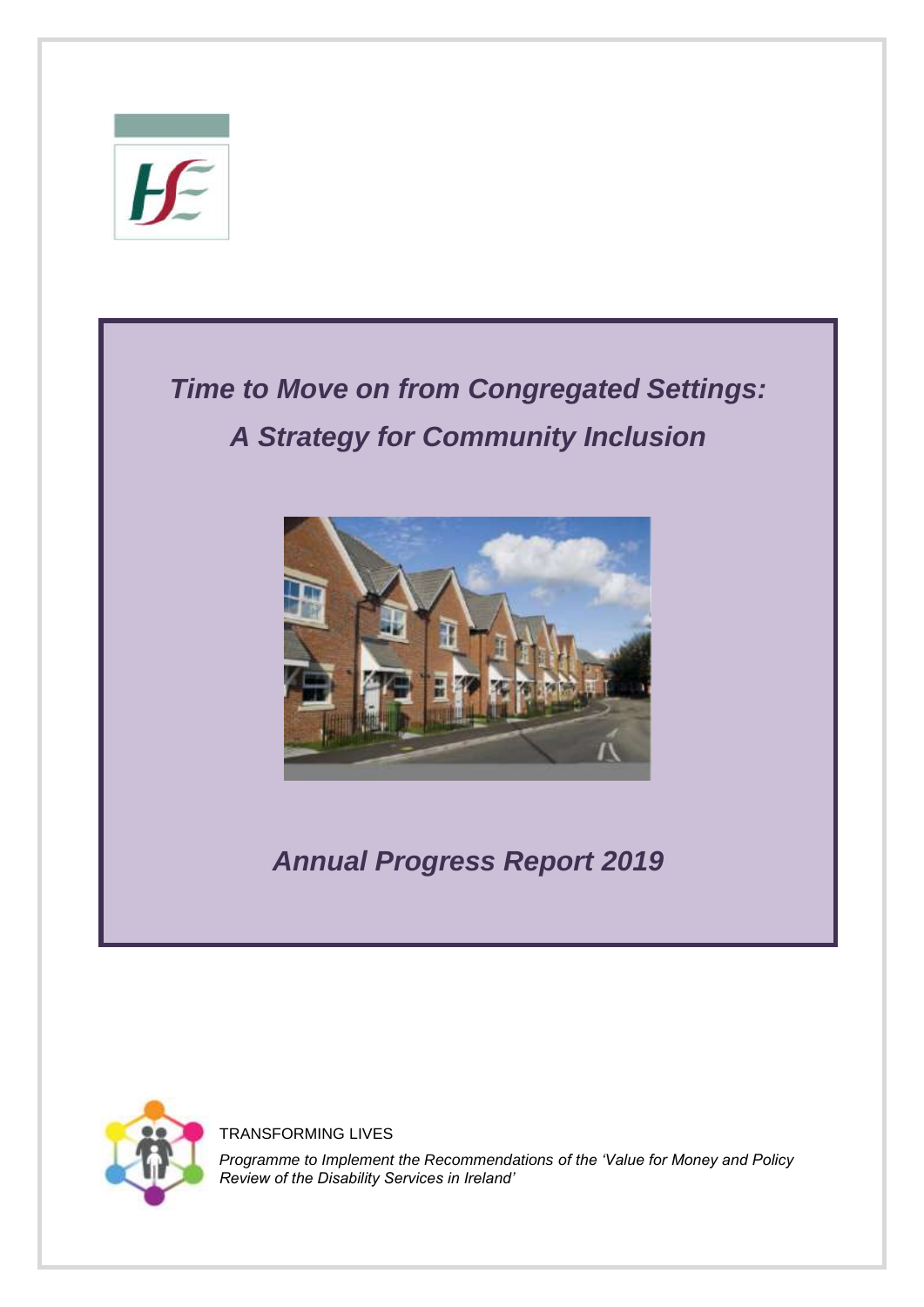# *Time to Move on from Congregated Settings: A Strategy for Community Inclusion*

## *Annual Progress Report 2019*

TRANSFORMING LIVES

*Programme to Implement the Recommendations of the 'Value for Money and Policy Review of the Disability Services in Ireland'*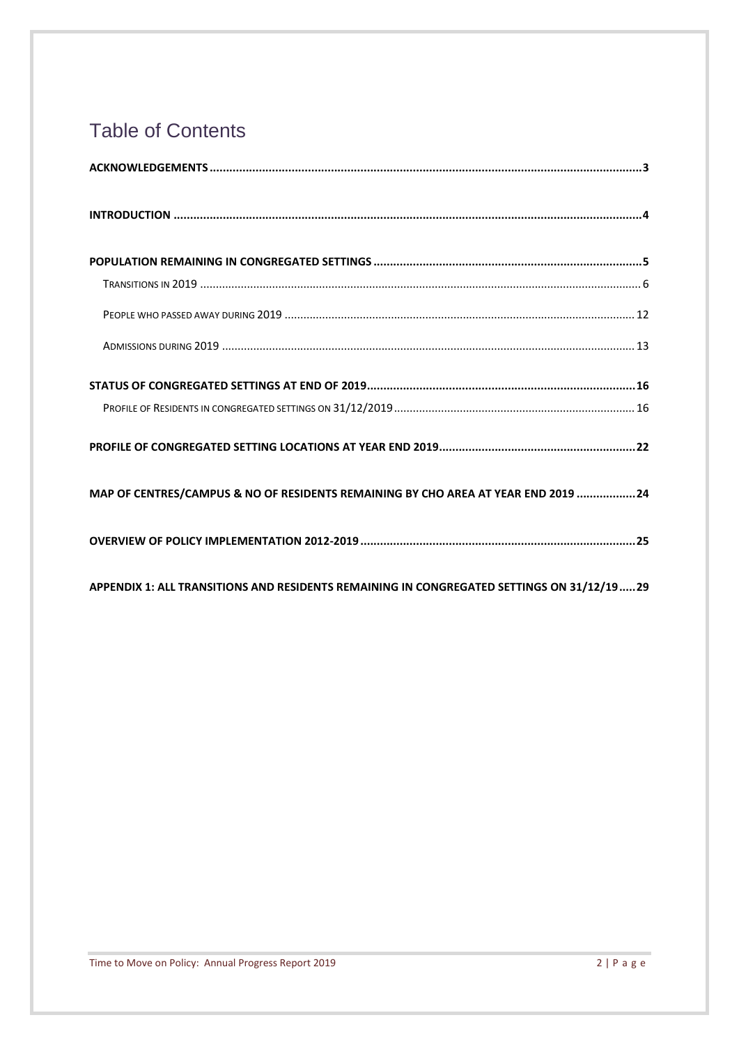# Table of Contents

**ACKNOWLEDGEMENTS** ..... 3

**INTRODUCTION** ..... 4

**POPULATION REMAINING IN CONGREGATED SETTINGS** ..... 5

- TRANSITIONS IN 2019 ..... 6
- PEOPLE WHO PASSED AWAY DURING 2019 ..... 12
- ADMISSIONS DURING 2019 ..... 13

**STATUS OF CONGREGATED SETTINGS AT END OF 2019** ..... 16

- PROFILE OF RESIDENTS IN CONGREGATED SETTINGS ON 31/12/2019 ..... 16

**PROFILE OF CONGREGATED SETTING LOCATIONS AT YEAR END 2019** ..... 22

**MAP OF CENTRES/CAMPUS & NO OF RESIDENTS REMAINING BY CHO AREA AT YEAR END 2019** ..... 24

**OVERVIEW OF POLICY IMPLEMENTATION 2012-2019** ..... 25

**APPENDIX 1: ALL TRANSITIONS AND RESIDENTS REMAINING IN CONGREGATED SETTINGS ON 31/12/19** ..... 29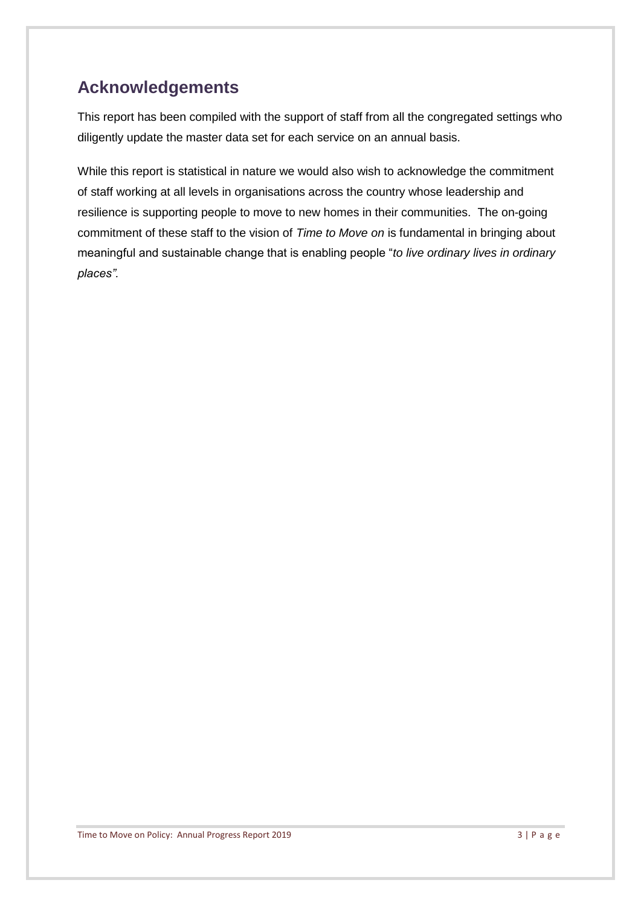## Acknowledgements

This report has been compiled with the support of staff from all the congregated settings who diligently update the master data set for each service on an annual basis.

While this report is statistical in nature we would also wish to acknowledge the commitment of staff working at all levels in organisations across the country whose leadership and resilience is supporting people to move to new homes in their communities. The on-going commitment of these staff to the vision of *Time to Move on* is fundamental in bringing about meaningful and sustainable change that is enabling people "*to live ordinary lives in ordinary places".*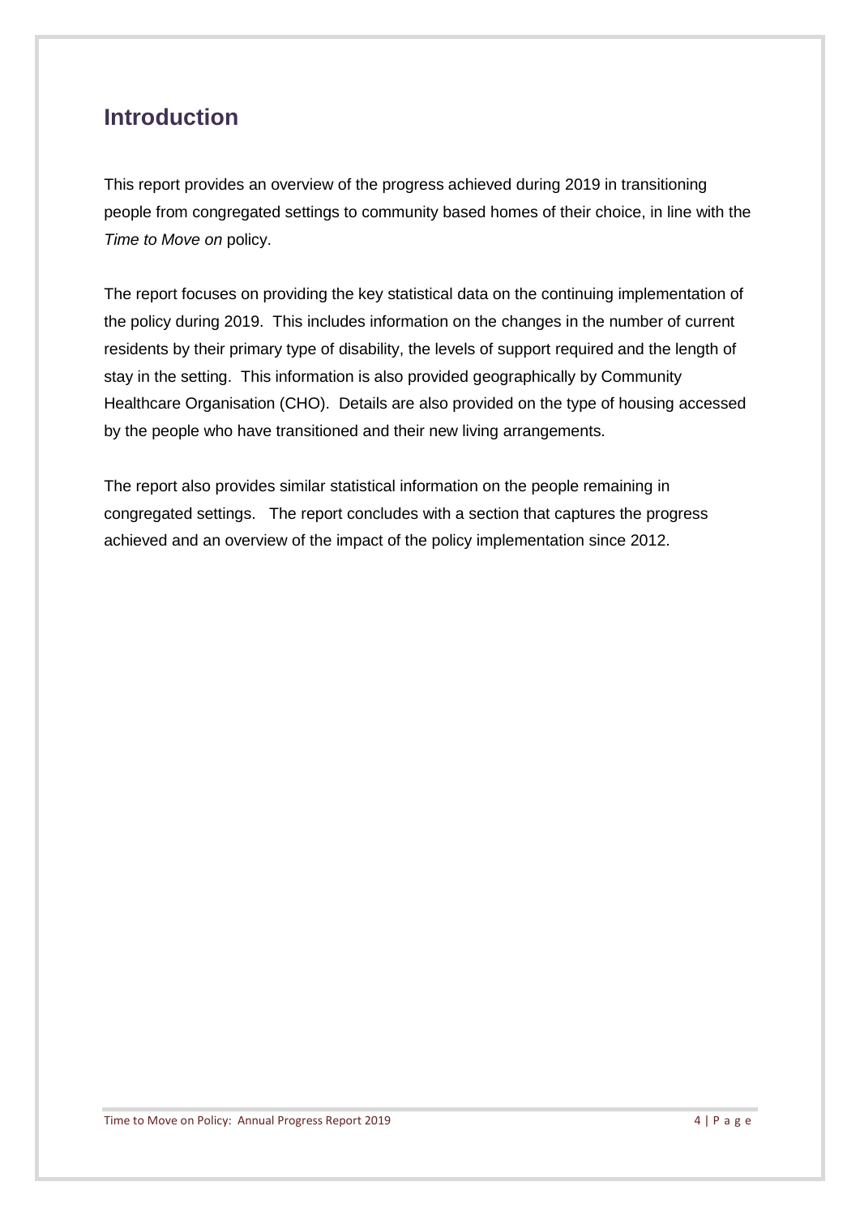## Introduction

This report provides an overview of the progress achieved during 2019 in transitioning people from congregated settings to community based homes of their choice, in line with the *Time to Move on* policy.

The report focuses on providing the key statistical data on the continuing implementation of the policy during 2019. This includes information on the changes in the number of current residents by their primary type of disability, the levels of support required and the length of stay in the setting. This information is also provided geographically by Community Healthcare Organisation (CHO). Details are also provided on the type of housing accessed by the people who have transitioned and their new living arrangements.

The report also provides similar statistical information on the people remaining in congregated settings. The report concludes with a section that captures the progress achieved and an overview of the impact of the policy implementation since 2012.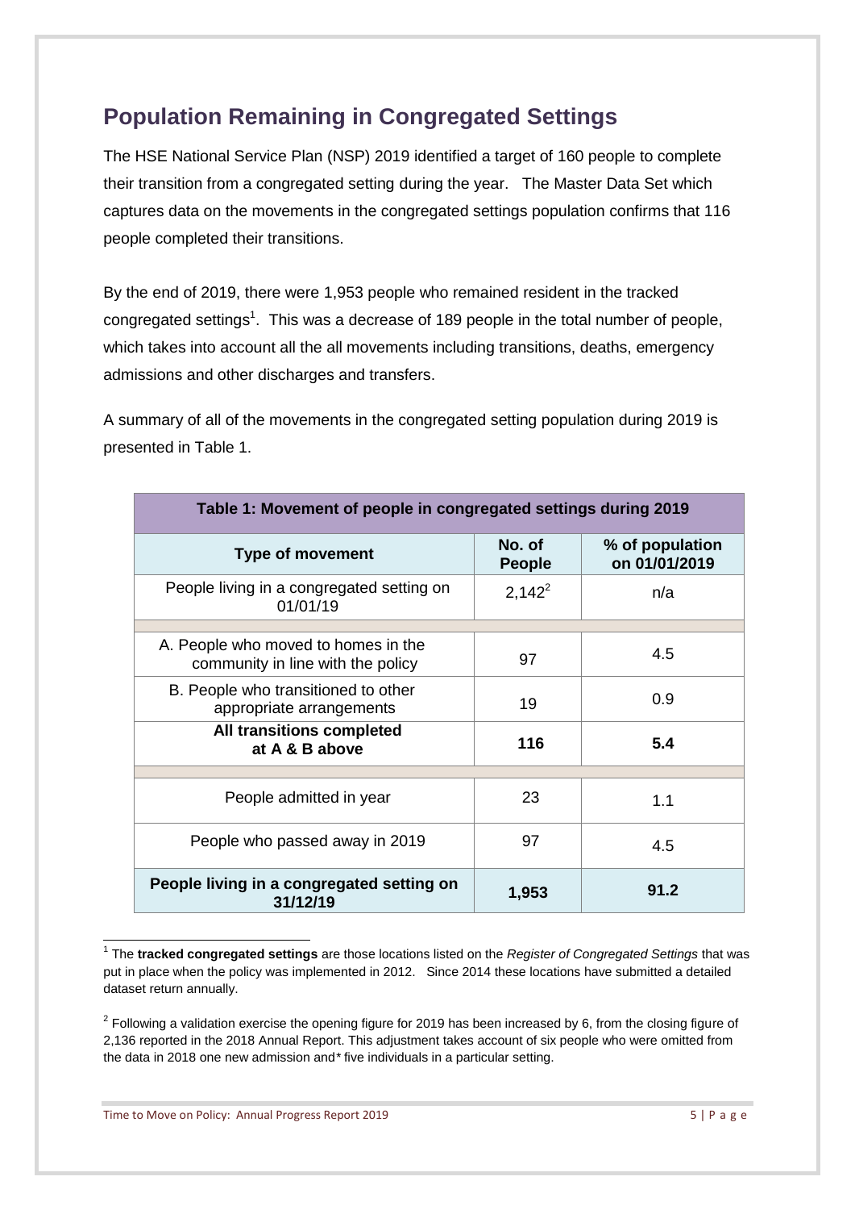## Population Remaining in Congregated Settings

The HSE National Service Plan (NSP) 2019 identified a target of 160 people to complete their transition from a congregated setting during the year. The Master Data Set which captures data on the movements in the congregated settings population confirms that 116 people completed their transitions.

By the end of 2019, there were 1,953 people who remained resident in the tracked congregated settings[1]. This was a decrease of 189 people in the total number of people, which takes into account all the all movements including transitions, deaths, emergency admissions and other discharges and transfers.

A summary of all of the movements in the congregated setting population during 2019 is presented in Table 1.

**Table 1: Movement of people in congregated settings during 2019**

| Type of movement | No. of People | % of population on 01/01/2019 |
|---|---|---|
| People living in a congregated setting on 01/01/19 | 2,142[2] | n/a |
| | | |
| A. People who moved to homes in the community in line with the policy | 97 | 4.5 |
| B. People who transitioned to other appropriate arrangements | 19 | 0.9 |
| **All transitions completed at A & B above** | **116** | **5.4** |
| | | |
| People admitted in year | 23 | 1.1 |
| People who passed away in 2019 | 97 | 4.5 |
| **People living in a congregated setting on 31/12/19** | **1,953** | **91.2** |

[1] The **tracked congregated settings** are those locations listed on the *Register of Congregated Settings* that was put in place when the policy was implemented in 2012. Since 2014 these locations have submitted a detailed dataset return annually.

[2] Following a validation exercise the opening figure for 2019 has been increased by 6, from the closing figure of 2,136 reported in the 2018 Annual Report. This adjustment takes account of six people who were omitted from the data in 2018 one new admission and* five individuals in a particular setting.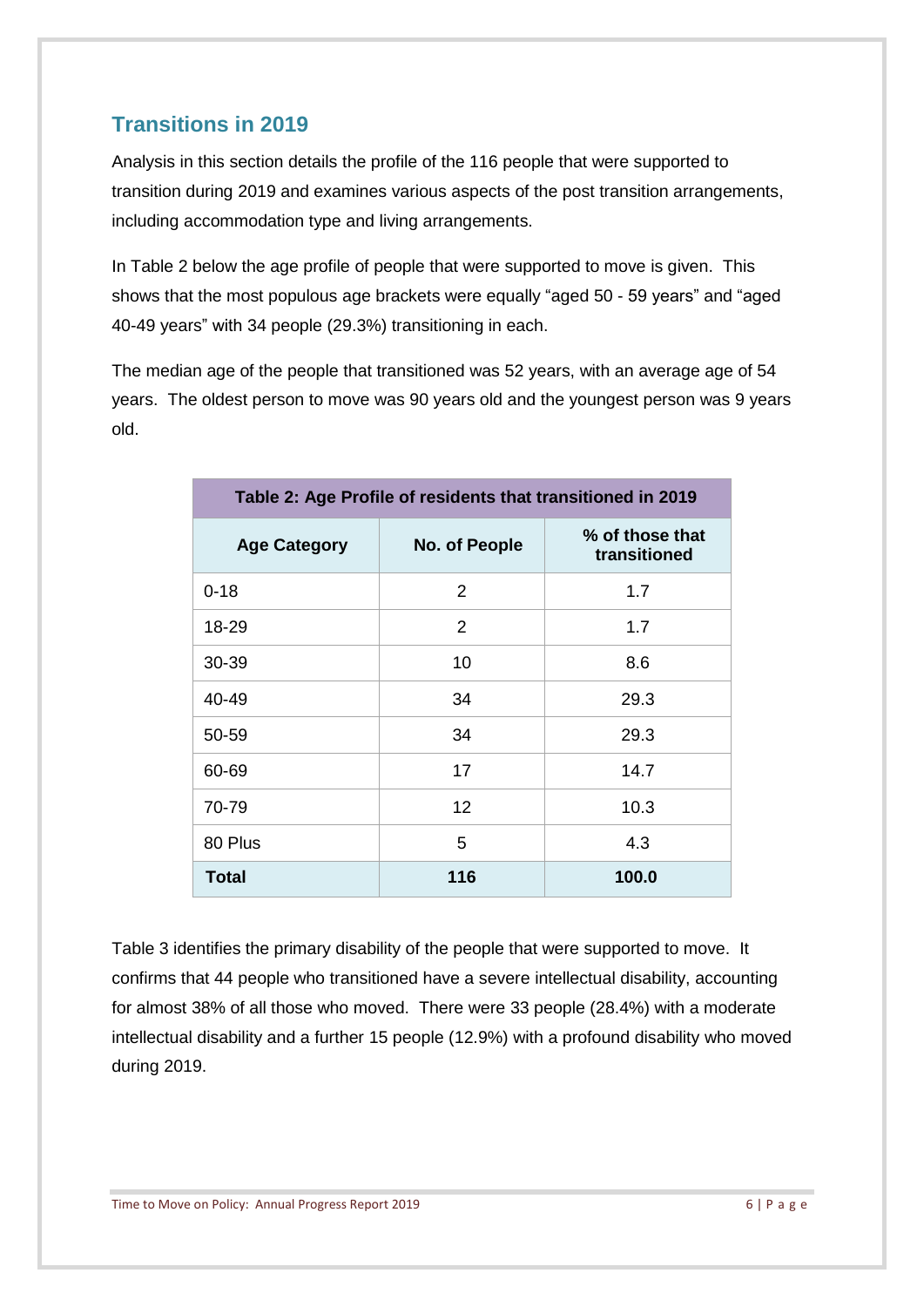## Transitions in 2019

Analysis in this section details the profile of the 116 people that were supported to transition during 2019 and examines various aspects of the post transition arrangements, including accommodation type and living arrangements.

In Table 2 below the age profile of people that were supported to move is given. This shows that the most populous age brackets were equally "aged 50 - 59 years" and "aged 40-49 years" with 34 people (29.3%) transitioning in each.

The median age of the people that transitioned was 52 years, with an average age of 54 years. The oldest person to move was 90 years old and the youngest person was 9 years old.

| Table 2: Age Profile of residents that transitioned in 2019 | | |
|---|---|---|
| **Age Category** | **No. of People** | **% of those that transitioned** |
| 0-18 | 2 | 1.7 |
| 18-29 | 2 | 1.7 |
| 30-39 | 10 | 8.6 |
| 40-49 | 34 | 29.3 |
| 50-59 | 34 | 29.3 |
| 60-69 | 17 | 14.7 |
| 70-79 | 12 | 10.3 |
| 80 Plus | 5 | 4.3 |
| **Total** | **116** | **100.0** |

Table 3 identifies the primary disability of the people that were supported to move. It confirms that 44 people who transitioned have a severe intellectual disability, accounting for almost 38% of all those who moved. There were 33 people (28.4%) with a moderate intellectual disability and a further 15 people (12.9%) with a profound disability who moved during 2019.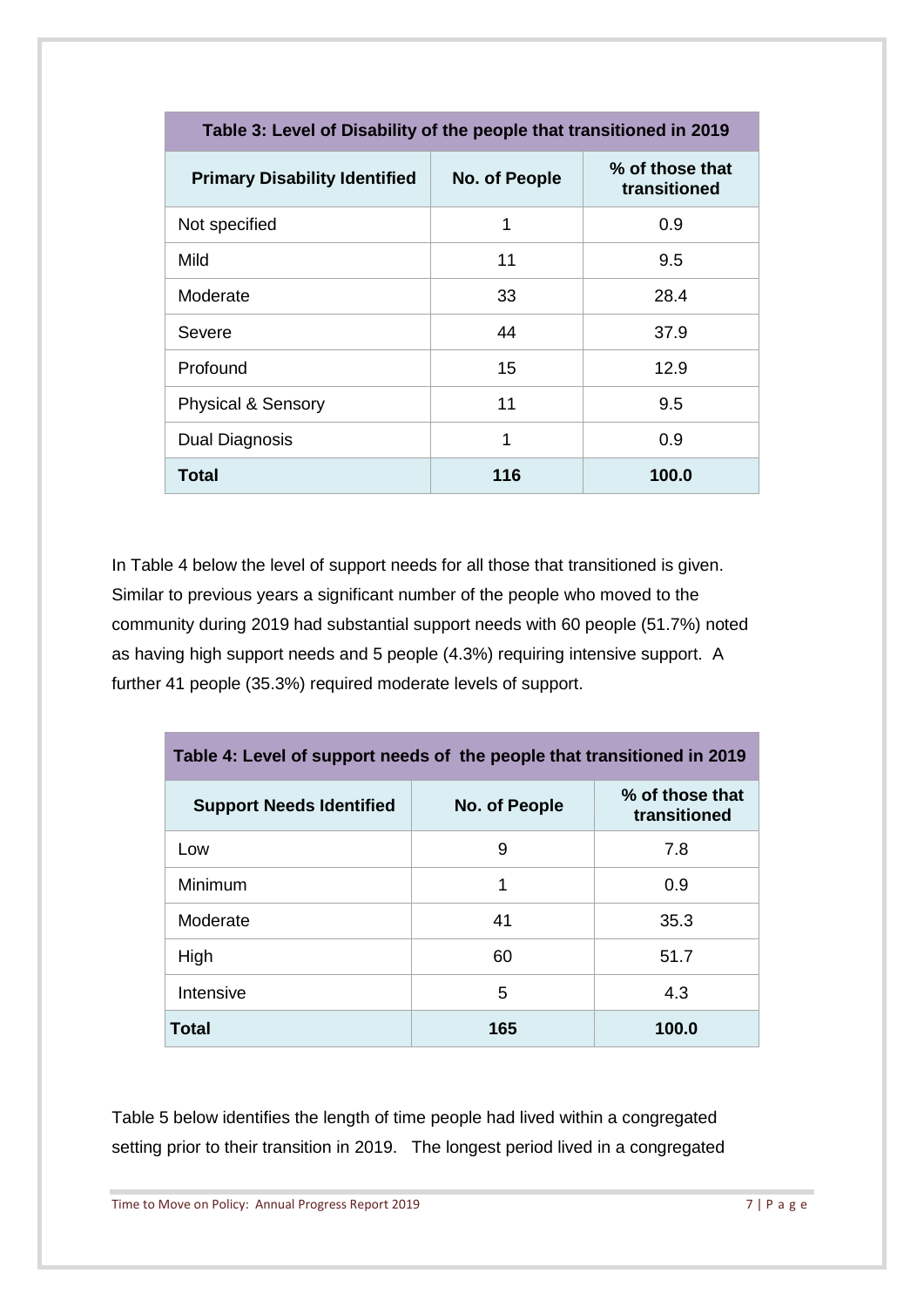| Table 3: Level of Disability of the people that transitioned in 2019 | | |
|---|---|---|
| **Primary Disability Identified** | **No. of People** | **% of those that transitioned** |
| Not specified | 1 | 0.9 |
| Mild | 11 | 9.5 |
| Moderate | 33 | 28.4 |
| Severe | 44 | 37.9 |
| Profound | 15 | 12.9 |
| Physical & Sensory | 11 | 9.5 |
| Dual Diagnosis | 1 | 0.9 |
| **Total** | **116** | **100.0** |

In Table 4 below the level of support needs for all those that transitioned is given. Similar to previous years a significant number of the people who moved to the community during 2019 had substantial support needs with 60 people (51.7%) noted as having high support needs and 5 people (4.3%) requiring intensive support. A further 41 people (35.3%) required moderate levels of support.

| Table 4: Level of support needs of the people that transitioned in 2019 | | |
|---|---|---|
| **Support Needs Identified** | **No. of People** | **% of those that transitioned** |
| Low | 9 | 7.8 |
| Minimum | 1 | 0.9 |
| Moderate | 41 | 35.3 |
| High | 60 | 51.7 |
| Intensive | 5 | 4.3 |
| **Total** | **165** | **100.0** |

Table 5 below identifies the length of time people had lived within a congregated setting prior to their transition in 2019. The longest period lived in a congregated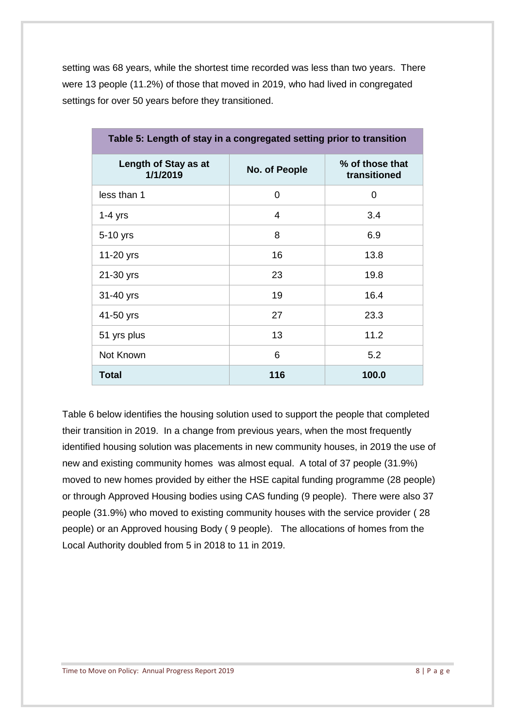setting was 68 years, while the shortest time recorded was less than two years. There were 13 people (11.2%) of those that moved in 2019, who had lived in congregated settings for over 50 years before they transitioned.

| Table 5: Length of stay in a congregated setting prior to transition | | |
|---|---|---|
| **Length of Stay as at 1/1/2019** | **No. of People** | **% of those that transitioned** |
| less than 1 | 0 | 0 |
| 1-4 yrs | 4 | 3.4 |
| 5-10 yrs | 8 | 6.9 |
| 11-20 yrs | 16 | 13.8 |
| 21-30 yrs | 23 | 19.8 |
| 31-40 yrs | 19 | 16.4 |
| 41-50 yrs | 27 | 23.3 |
| 51 yrs plus | 13 | 11.2 |
| Not Known | 6 | 5.2 |
| **Total** | **116** | **100.0** |

Table 6 below identifies the housing solution used to support the people that completed their transition in 2019. In a change from previous years, when the most frequently identified housing solution was placements in new community houses, in 2019 the use of new and existing community homes was almost equal. A total of 37 people (31.9%) moved to new homes provided by either the HSE capital funding programme (28 people) or through Approved Housing bodies using CAS funding (9 people). There were also 37 people (31.9%) who moved to existing community houses with the service provider ( 28 people) or an Approved housing Body ( 9 people). The allocations of homes from the Local Authority doubled from 5 in 2018 to 11 in 2019.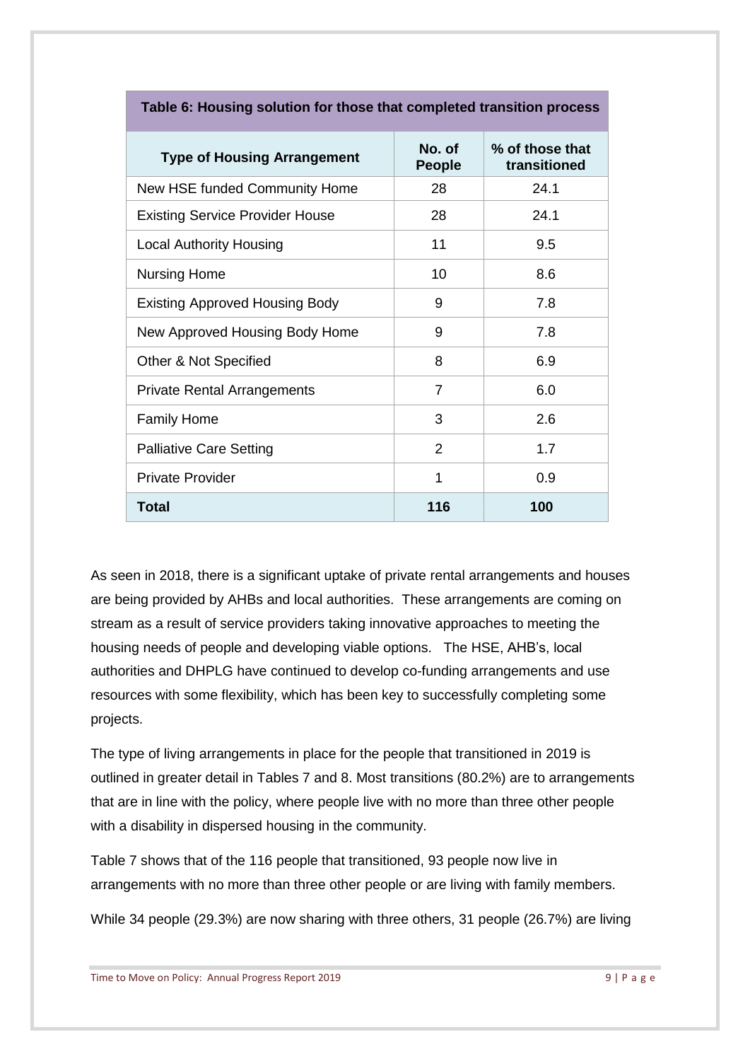**Table 6: Housing solution for those that completed transition process**

| Type of Housing Arrangement | No. of People | % of those that transitioned |
|---|---|---|
| New HSE funded Community Home | 28 | 24.1 |
| Existing Service Provider House | 28 | 24.1 |
| Local Authority Housing | 11 | 9.5 |
| Nursing Home | 10 | 8.6 |
| Existing Approved Housing Body | 9 | 7.8 |
| New Approved Housing Body Home | 9 | 7.8 |
| Other & Not Specified | 8 | 6.9 |
| Private Rental Arrangements | 7 | 6.0 |
| Family Home | 3 | 2.6 |
| Palliative Care Setting | 2 | 1.7 |
| Private Provider | 1 | 0.9 |
| **Total** | **116** | **100** |

As seen in 2018, there is a significant uptake of private rental arrangements and houses are being provided by AHBs and local authorities. These arrangements are coming on stream as a result of service providers taking innovative approaches to meeting the housing needs of people and developing viable options. The HSE, AHB's, local authorities and DHPLG have continued to develop co-funding arrangements and use resources with some flexibility, which has been key to successfully completing some projects.

The type of living arrangements in place for the people that transitioned in 2019 is outlined in greater detail in Tables 7 and 8. Most transitions (80.2%) are to arrangements that are in line with the policy, where people live with no more than three other people with a disability in dispersed housing in the community.

Table 7 shows that of the 116 people that transitioned, 93 people now live in arrangements with no more than three other people or are living with family members.

While 34 people (29.3%) are now sharing with three others, 31 people (26.7%) are living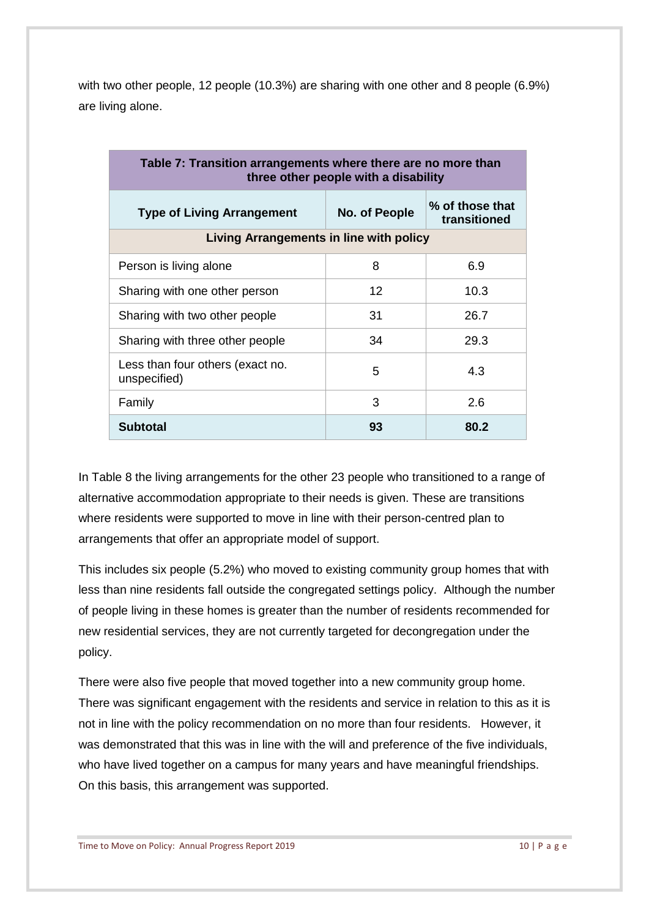with two other people, 12 people (10.3%) are sharing with one other and 8 people (6.9%) are living alone.

| Table 7: Transition arrangements where there are no more than three other people with a disability | | |
|---|---|---|
| **Type of Living Arrangement** | **No. of People** | **% of those that transitioned** |
| **Living Arrangements in line with policy** | | |
| Person is living alone | 8 | 6.9 |
| Sharing with one other person | 12 | 10.3 |
| Sharing with two other people | 31 | 26.7 |
| Sharing with three other people | 34 | 29.3 |
| Less than four others (exact no. unspecified) | 5 | 4.3 |
| Family | 3 | 2.6 |
| **Subtotal** | **93** | **80.2** |

In Table 8 the living arrangements for the other 23 people who transitioned to a range of alternative accommodation appropriate to their needs is given. These are transitions where residents were supported to move in line with their person-centred plan to arrangements that offer an appropriate model of support.

This includes six people (5.2%) who moved to existing community group homes that with less than nine residents fall outside the congregated settings policy. Although the number of people living in these homes is greater than the number of residents recommended for new residential services, they are not currently targeted for decongregation under the policy.

There were also five people that moved together into a new community group home. There was significant engagement with the residents and service in relation to this as it is not in line with the policy recommendation on no more than four residents. However, it was demonstrated that this was in line with the will and preference of the five individuals, who have lived together on a campus for many years and have meaningful friendships. On this basis, this arrangement was supported.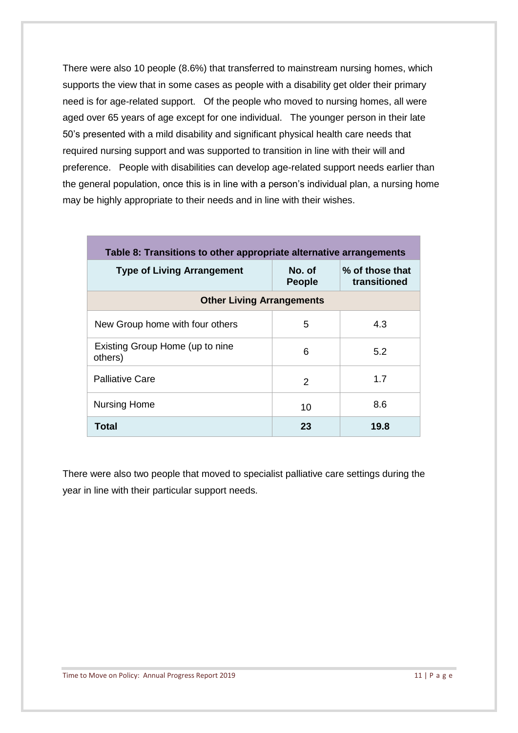There were also 10 people (8.6%) that transferred to mainstream nursing homes, which supports the view that in some cases as people with a disability get older their primary need is for age-related support. Of the people who moved to nursing homes, all were aged over 65 years of age except for one individual. The younger person in their late 50's presented with a mild disability and significant physical health care needs that required nursing support and was supported to transition in line with their will and preference. People with disabilities can develop age-related support needs earlier than the general population, once this is in line with a person's individual plan, a nursing home may be highly appropriate to their needs and in line with their wishes.

| Table 8: Transitions to other appropriate alternative arrangements | | |
|---|---|---|
| **Type of Living Arrangement** | **No. of People** | **% of those that transitioned** |
| **Other Living Arrangements** | | |
| New Group home with four others | 5 | 4.3 |
| Existing Group Home (up to nine others) | 6 | 5.2 |
| Palliative Care | 2 | 1.7 |
| Nursing Home | 10 | 8.6 |
| **Total** | **23** | **19.8** |

There were also two people that moved to specialist palliative care settings during the year in line with their particular support needs.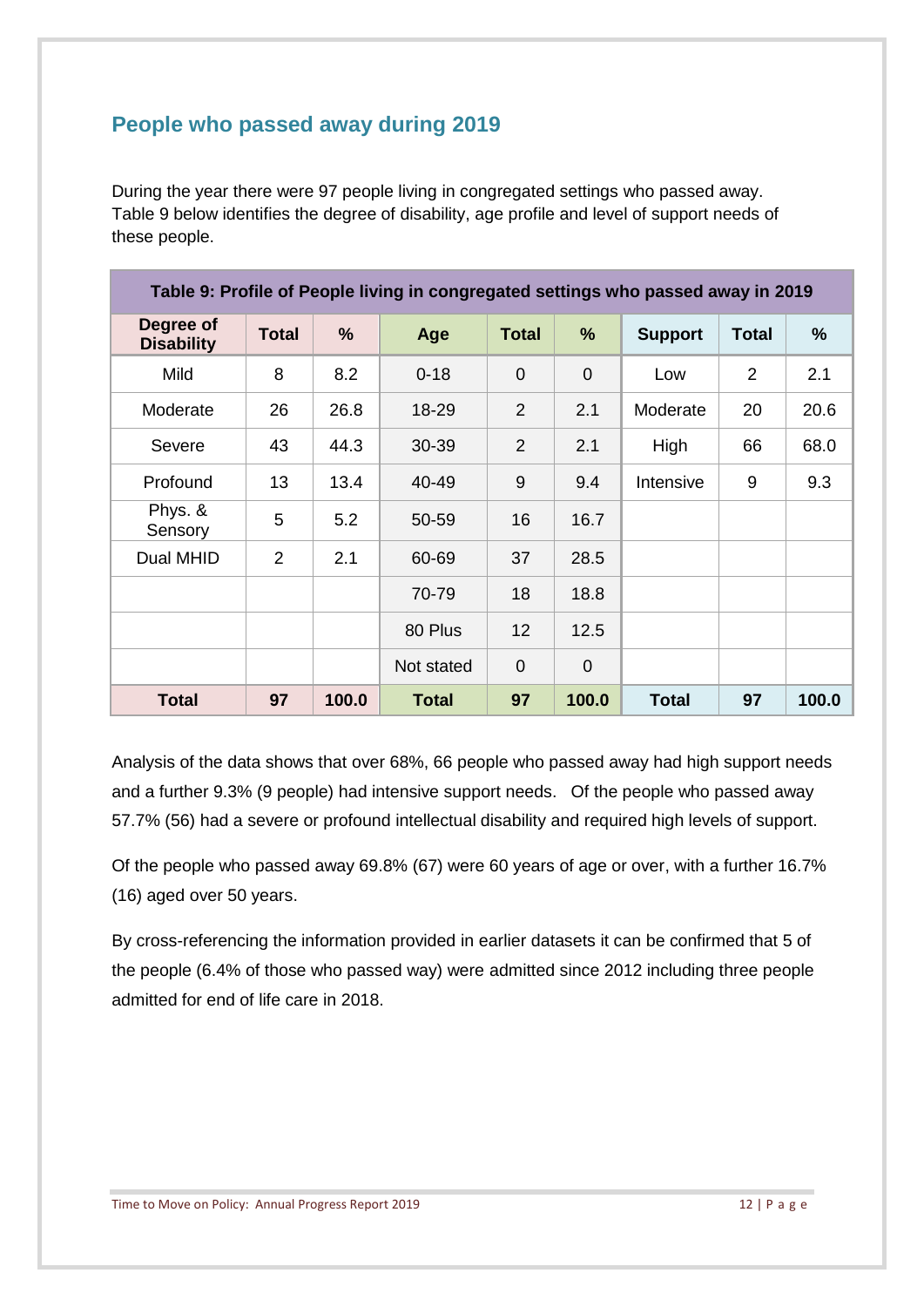## People who passed away during 2019

During the year there were 97 people living in congregated settings who passed away. Table 9 below identifies the degree of disability, age profile and level of support needs of these people.

| Table 9: Profile of People living in congregated settings who passed away in 2019 | | | | | | | | |
|---|---|---|---|---|---|---|---|---|
| **Degree of Disability** | **Total** | **%** | **Age** | **Total** | **%** | **Support** | **Total** | **%** |
| Mild | 8 | 8.2 | 0-18 | 0 | 0 | Low | 2 | 2.1 |
| Moderate | 26 | 26.8 | 18-29 | 2 | 2.1 | Moderate | 20 | 20.6 |
| Severe | 43 | 44.3 | 30-39 | 2 | 2.1 | High | 66 | 68.0 |
| Profound | 13 | 13.4 | 40-49 | 9 | 9.4 | Intensive | 9 | 9.3 |
| Phys. & Sensory | 5 | 5.2 | 50-59 | 16 | 16.7 | | | |
| Dual MHID | 2 | 2.1 | 60-69 | 37 | 28.5 | | | |
| | | | 70-79 | 18 | 18.8 | | | |
| | | | 80 Plus | 12 | 12.5 | | | |
| | | | Not stated | 0 | 0 | | | |
| **Total** | **97** | **100.0** | **Total** | **97** | **100.0** | **Total** | **97** | **100.0** |

Analysis of the data shows that over 68%, 66 people who passed away had high support needs and a further 9.3% (9 people) had intensive support needs. Of the people who passed away 57.7% (56) had a severe or profound intellectual disability and required high levels of support.

Of the people who passed away 69.8% (67) were 60 years of age or over, with a further 16.7% (16) aged over 50 years.

By cross-referencing the information provided in earlier datasets it can be confirmed that 5 of the people (6.4% of those who passed way) were admitted since 2012 including three people admitted for end of life care in 2018.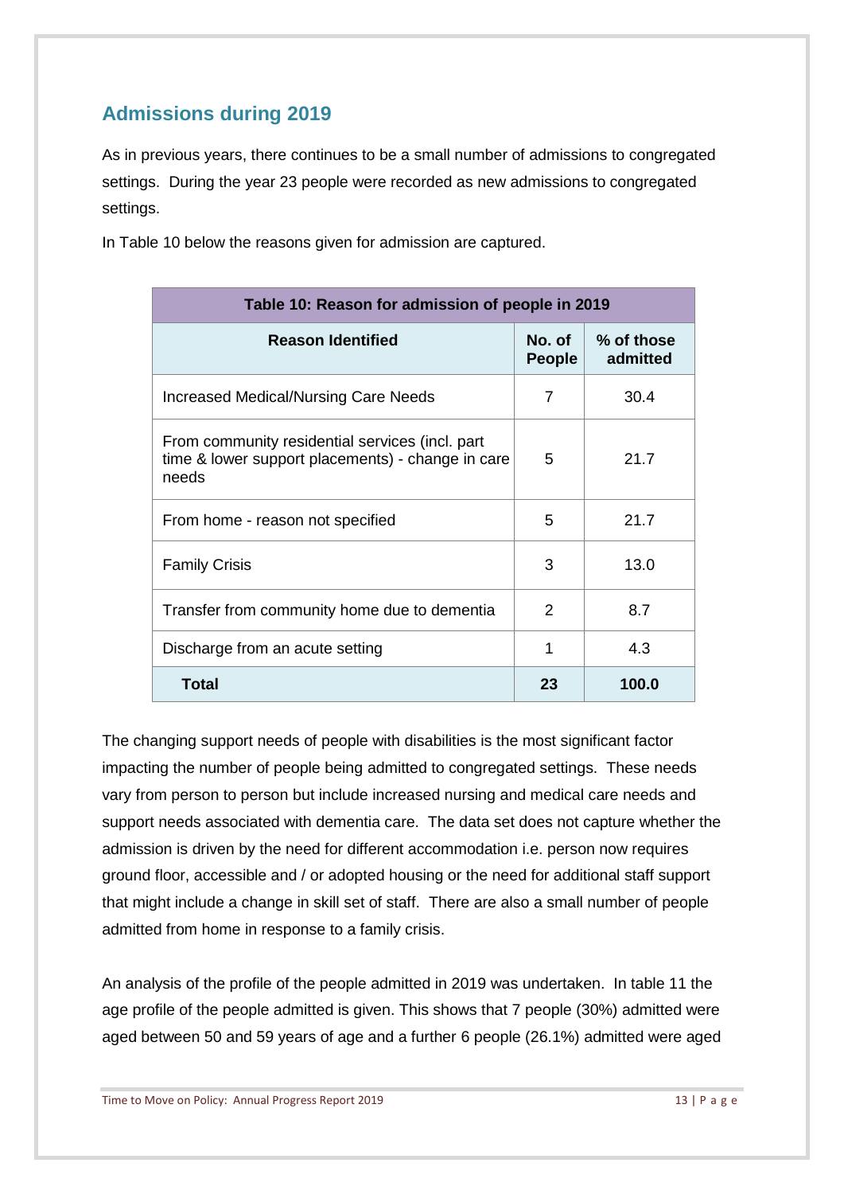## Admissions during 2019

As in previous years, there continues to be a small number of admissions to congregated settings. During the year 23 people were recorded as new admissions to congregated settings.

In Table 10 below the reasons given for admission are captured.

| Table 10: Reason for admission of people in 2019 | | |
|---|---|---|
| **Reason Identified** | **No. of People** | **% of those admitted** |
| Increased Medical/Nursing Care Needs | 7 | 30.4 |
| From community residential services (incl. part time & lower support placements) - change in care needs | 5 | 21.7 |
| From home - reason not specified | 5 | 21.7 |
| Family Crisis | 3 | 13.0 |
| Transfer from community home due to dementia | 2 | 8.7 |
| Discharge from an acute setting | 1 | 4.3 |
| **Total** | **23** | **100.0** |

The changing support needs of people with disabilities is the most significant factor impacting the number of people being admitted to congregated settings. These needs vary from person to person but include increased nursing and medical care needs and support needs associated with dementia care. The data set does not capture whether the admission is driven by the need for different accommodation i.e. person now requires ground floor, accessible and / or adopted housing or the need for additional staff support that might include a change in skill set of staff. There are also a small number of people admitted from home in response to a family crisis.

An analysis of the profile of the people admitted in 2019 was undertaken. In table 11 the age profile of the people admitted is given. This shows that 7 people (30%) admitted were aged between 50 and 59 years of age and a further 6 people (26.1%) admitted were aged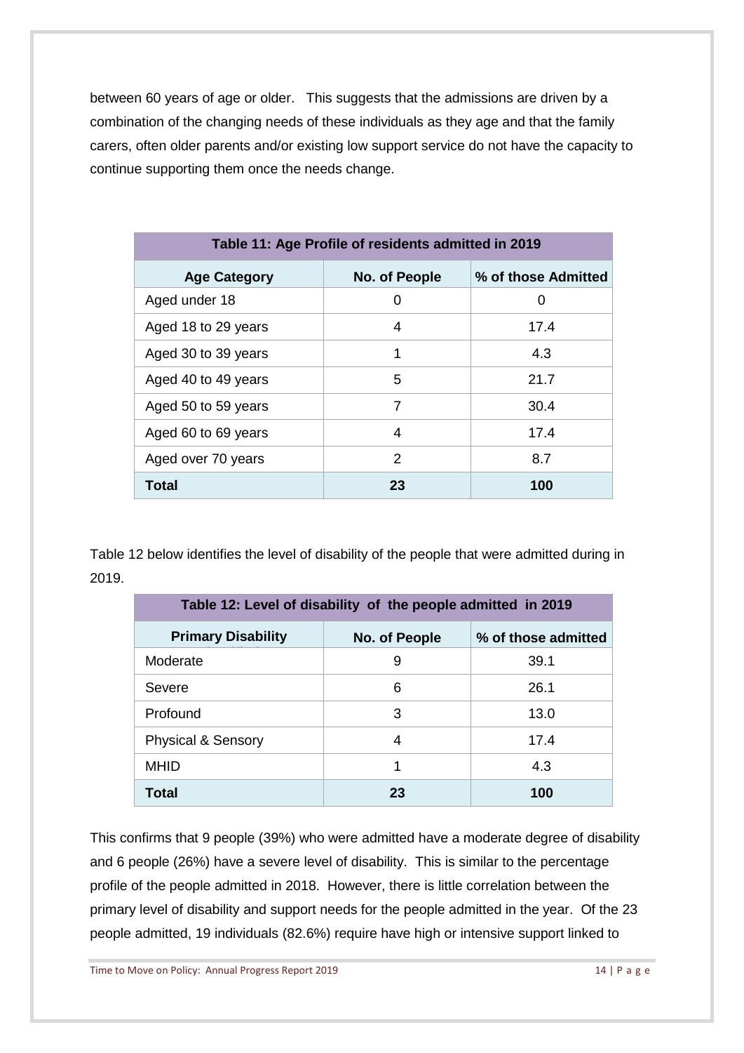between 60 years of age or older. This suggests that the admissions are driven by a combination of the changing needs of these individuals as they age and that the family carers, often older parents and/or existing low support service do not have the capacity to continue supporting them once the needs change.

| Table 11: Age Profile of residents admitted in 2019 | | |
|---|---|---|
| **Age Category** | **No. of People** | **% of those Admitted** |
| Aged under 18 | 0 | 0 |
| Aged 18 to 29 years | 4 | 17.4 |
| Aged 30 to 39 years | 1 | 4.3 |
| Aged 40 to 49 years | 5 | 21.7 |
| Aged 50 to 59 years | 7 | 30.4 |
| Aged 60 to 69 years | 4 | 17.4 |
| Aged over 70 years | 2 | 8.7 |
| **Total** | **23** | **100** |

Table 12 below identifies the level of disability of the people that were admitted during in 2019.

| Table 12: Level of disability of the people admitted in 2019 | | |
|---|---|---|
| **Primary Disability** | **No. of People** | **% of those admitted** |
| Moderate | 9 | 39.1 |
| Severe | 6 | 26.1 |
| Profound | 3 | 13.0 |
| Physical & Sensory | 4 | 17.4 |
| MHID | 1 | 4.3 |
| **Total** | **23** | **100** |

This confirms that 9 people (39%) who were admitted have a moderate degree of disability and 6 people (26%) have a severe level of disability. This is similar to the percentage profile of the people admitted in 2018. However, there is little correlation between the primary level of disability and support needs for the people admitted in the year. Of the 23 people admitted, 19 individuals (82.6%) require have high or intensive support linked to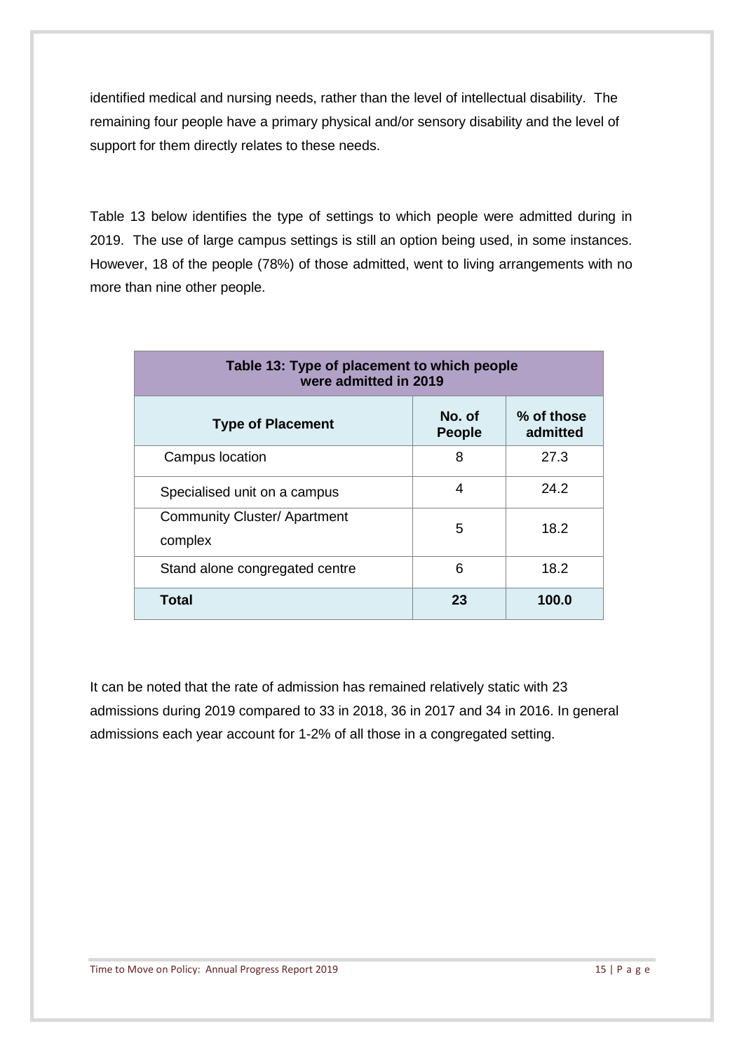identified medical and nursing needs, rather than the level of intellectual disability. The remaining four people have a primary physical and/or sensory disability and the level of support for them directly relates to these needs.

Table 13 below identifies the type of settings to which people were admitted during in 2019. The use of large campus settings is still an option being used, in some instances. However, 18 of the people (78%) of those admitted, went to living arrangements with no more than nine other people.

| Table 13: Type of placement to which people were admitted in 2019 | | |
|---|---|---|
| **Type of Placement** | **No. of People** | **% of those admitted** |
| Campus location | 8 | 27.3 |
| Specialised unit on a campus | 4 | 24.2 |
| Community Cluster/ Apartment complex | 5 | 18.2 |
| Stand alone congregated centre | 6 | 18.2 |
| **Total** | **23** | **100.0** |

It can be noted that the rate of admission has remained relatively static with 23 admissions during 2019 compared to 33 in 2018, 36 in 2017 and 34 in 2016. In general admissions each year account for 1-2% of all those in a congregated setting.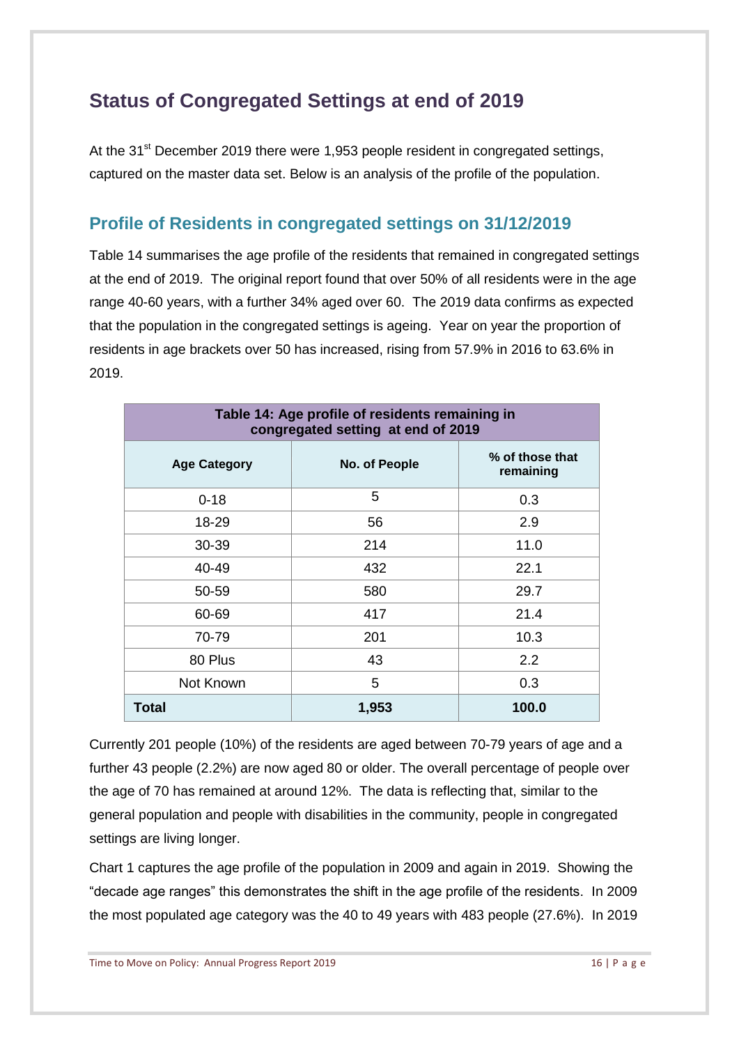## Status of Congregated Settings at end of 2019

At the 31st December 2019 there were 1,953 people resident in congregated settings, captured on the master data set. Below is an analysis of the profile of the population.

### Profile of Residents in congregated settings on 31/12/2019

Table 14 summarises the age profile of the residents that remained in congregated settings at the end of 2019. The original report found that over 50% of all residents were in the age range 40-60 years, with a further 34% aged over 60. The 2019 data confirms as expected that the population in the congregated settings is ageing. Year on year the proportion of residents in age brackets over 50 has increased, rising from 57.9% in 2016 to 63.6% in 2019.

**Table 14: Age profile of residents remaining in congregated setting at end of 2019**

| Age Category | No. of People | % of those that remaining |
|---|---|---|
| 0-18 | 5 | 0.3 |
| 18-29 | 56 | 2.9 |
| 30-39 | 214 | 11.0 |
| 40-49 | 432 | 22.1 |
| 50-59 | 580 | 29.7 |
| 60-69 | 417 | 21.4 |
| 70-79 | 201 | 10.3 |
| 80 Plus | 43 | 2.2 |
| Not Known | 5 | 0.3 |
| **Total** | **1,953** | **100.0** |

Currently 201 people (10%) of the residents are aged between 70-79 years of age and a further 43 people (2.2%) are now aged 80 or older. The overall percentage of people over the age of 70 has remained at around 12%. The data is reflecting that, similar to the general population and people with disabilities in the community, people in congregated settings are living longer.

Chart 1 captures the age profile of the population in 2009 and again in 2019. Showing the "decade age ranges" this demonstrates the shift in the age profile of the residents. In 2009 the most populated age category was the 40 to 49 years with 483 people (27.6%). In 2019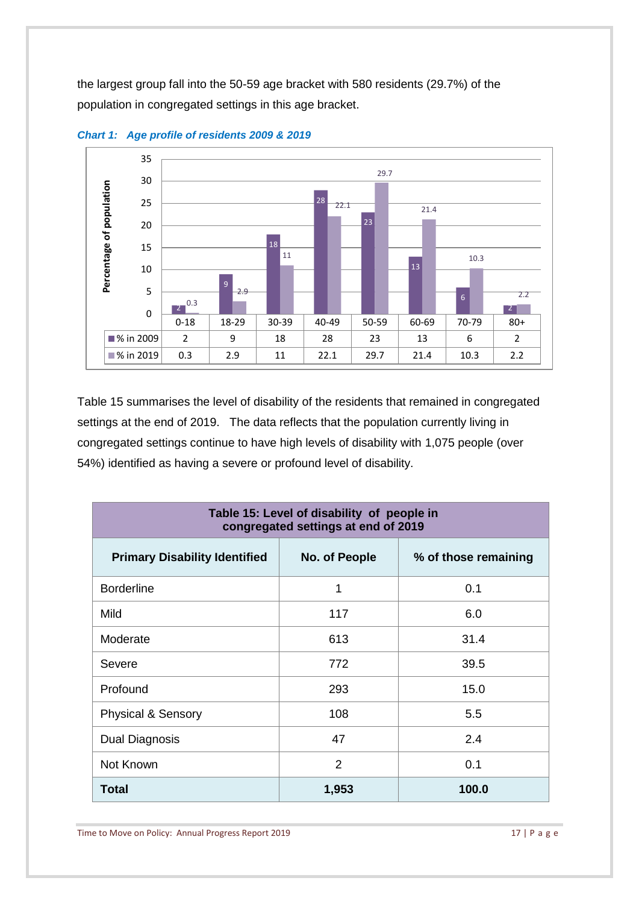the largest group fall into the 50-59 age bracket with 580 residents (29.7%) of the population in congregated settings in this age bracket.

***Chart 1: Age profile of residents 2009 & 2019***

| | 0-18 | 18-29 | 30-39 | 40-49 | 50-59 | 60-69 | 70-79 | 80+ |
|---|---|---|---|---|---|---|---|---|
| % in 2009 | 2 | 9 | 18 | 28 | 23 | 13 | 6 | 2 |
| % in 2019 | 0.3 | 2.9 | 11 | 22.1 | 29.7 | 21.4 | 10.3 | 2.2 |

Table 15 summarises the level of disability of the residents that remained in congregated settings at the end of 2019. The data reflects that the population currently living in congregated settings continue to have high levels of disability with 1,075 people (over 54%) identified as having a severe or profound level of disability.

**Table 15: Level of disability of people in congregated settings at end of 2019**

| Primary Disability Identified | No. of People | % of those remaining |
|---|---|---|
| Borderline | 1 | 0.1 |
| Mild | 117 | 6.0 |
| Moderate | 613 | 31.4 |
| Severe | 772 | 39.5 |
| Profound | 293 | 15.0 |
| Physical & Sensory | 108 | 5.5 |
| Dual Diagnosis | 47 | 2.4 |
| Not Known | 2 | 0.1 |
| **Total** | **1,953** | **100.0** |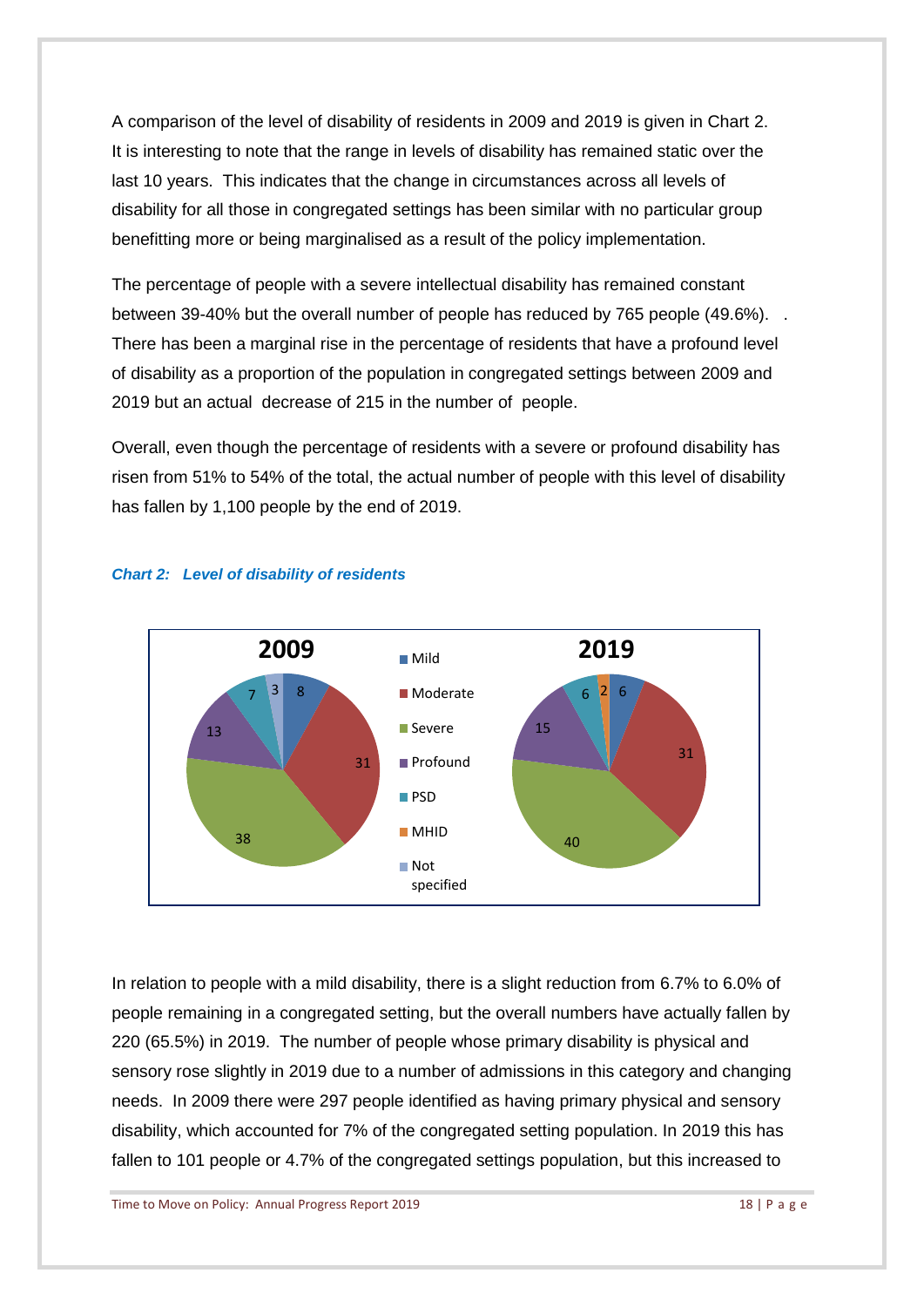A comparison of the level of disability of residents in 2009 and 2019 is given in Chart 2. It is interesting to note that the range in levels of disability has remained static over the last 10 years. This indicates that the change in circumstances across all levels of disability for all those in congregated settings has been similar with no particular group benefitting more or being marginalised as a result of the policy implementation.

The percentage of people with a severe intellectual disability has remained constant between 39-40% but the overall number of people has reduced by 765 people (49.6%). . There has been a marginal rise in the percentage of residents that have a profound level of disability as a proportion of the population in congregated settings between 2009 and 2019 but an actual decrease of 215 in the number of people.

Overall, even though the percentage of residents with a severe or profound disability has risen from 51% to 54% of the total, the actual number of people with this level of disability has fallen by 1,100 people by the end of 2019.

***Chart 2: Level of disability of residents***

| Level | 2009 | 2019 |
| --- | --- | --- |
| Mild | 8 | 6 |
| Moderate | 31 | 31 |
| Severe | 38 | 40 |
| Profound | 13 | 15 |
| PSD | 7 | 6 |
| MHID | | 2 |
| Not specified | 3 | |

In relation to people with a mild disability, there is a slight reduction from 6.7% to 6.0% of people remaining in a congregated setting, but the overall numbers have actually fallen by 220 (65.5%) in 2019. The number of people whose primary disability is physical and sensory rose slightly in 2019 due to a number of admissions in this category and changing needs. In 2009 there were 297 people identified as having primary physical and sensory disability, which accounted for 7% of the congregated setting population. In 2019 this has fallen to 101 people or 4.7% of the congregated settings population, but this increased to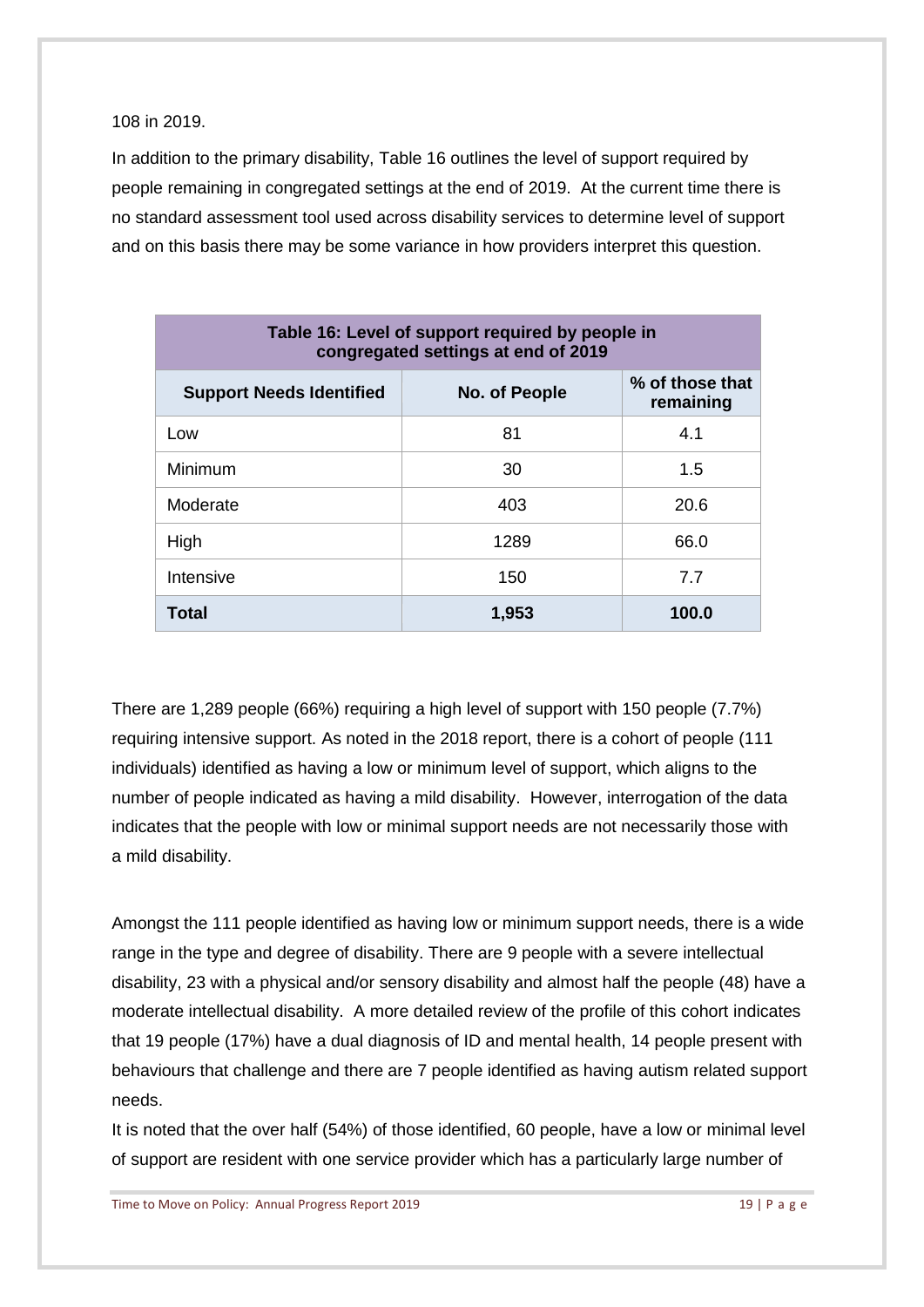108 in 2019.

In addition to the primary disability, Table 16 outlines the level of support required by people remaining in congregated settings at the end of 2019. At the current time there is no standard assessment tool used across disability services to determine level of support and on this basis there may be some variance in how providers interpret this question.

| Table 16: Level of support required by people in congregated settings at end of 2019 | | |
|---|---|---|
| **Support Needs Identified** | **No. of People** | **% of those that remaining** |
| Low | 81 | 4.1 |
| Minimum | 30 | 1.5 |
| Moderate | 403 | 20.6 |
| High | 1289 | 66.0 |
| Intensive | 150 | 7.7 |
| **Total** | **1,953** | **100.0** |

There are 1,289 people (66%) requiring a high level of support with 150 people (7.7%) requiring intensive support. As noted in the 2018 report, there is a cohort of people (111 individuals) identified as having a low or minimum level of support, which aligns to the number of people indicated as having a mild disability. However, interrogation of the data indicates that the people with low or minimal support needs are not necessarily those with a mild disability.

Amongst the 111 people identified as having low or minimum support needs, there is a wide range in the type and degree of disability. There are 9 people with a severe intellectual disability, 23 with a physical and/or sensory disability and almost half the people (48) have a moderate intellectual disability. A more detailed review of the profile of this cohort indicates that 19 people (17%) have a dual diagnosis of ID and mental health, 14 people present with behaviours that challenge and there are 7 people identified as having autism related support needs.

It is noted that the over half (54%) of those identified, 60 people, have a low or minimal level of support are resident with one service provider which has a particularly large number of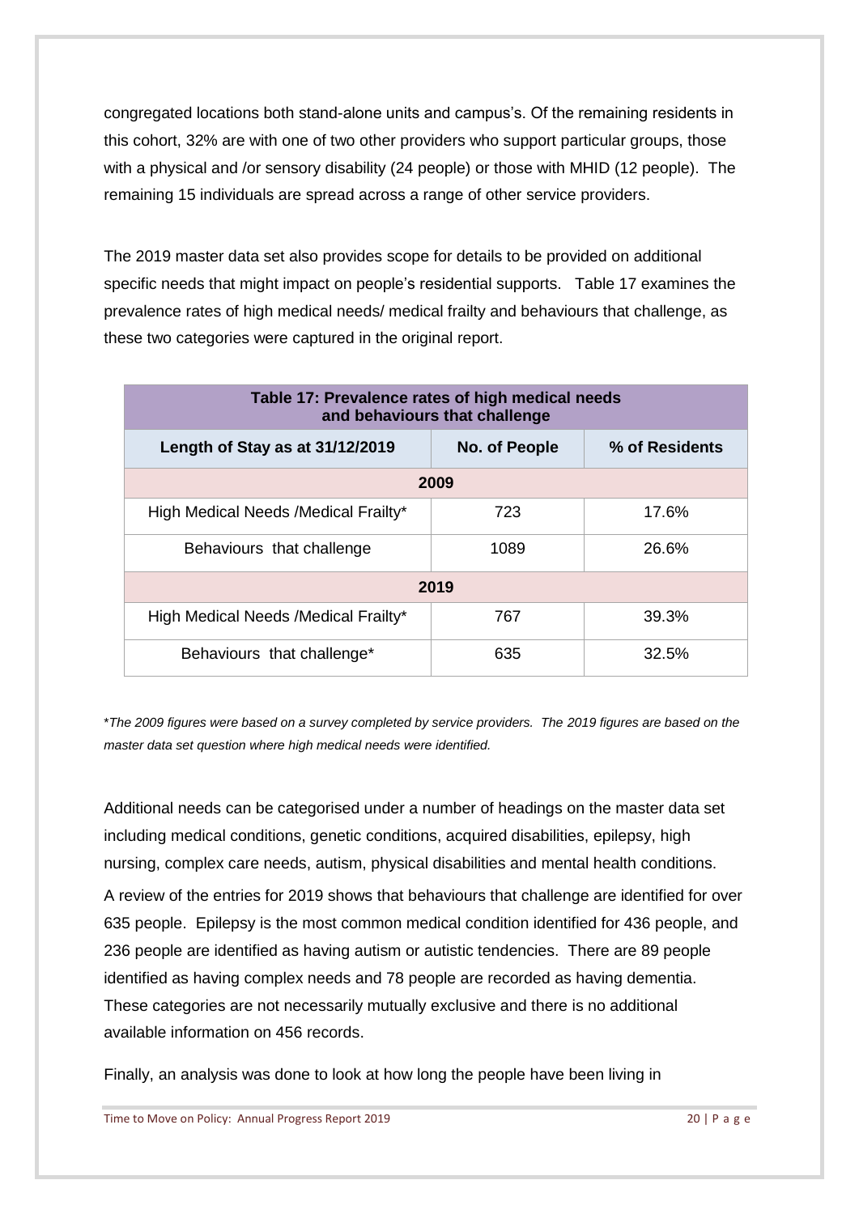congregated locations both stand-alone units and campus's. Of the remaining residents in this cohort, 32% are with one of two other providers who support particular groups, those with a physical and /or sensory disability (24 people) or those with MHID (12 people). The remaining 15 individuals are spread across a range of other service providers.

The 2019 master data set also provides scope for details to be provided on additional specific needs that might impact on people's residential supports. Table 17 examines the prevalence rates of high medical needs/ medical frailty and behaviours that challenge, as these two categories were captured in the original report.

| Table 17: Prevalence rates of high medical needs and behaviours that challenge | | |
|---|---|---|
| **Length of Stay as at 31/12/2019** | **No. of People** | **% of Residents** |
| **2009** | | |
| High Medical Needs /Medical Frailty* | 723 | 17.6% |
| Behaviours that challenge | 1089 | 26.6% |
| **2019** | | |
| High Medical Needs /Medical Frailty* | 767 | 39.3% |
| Behaviours that challenge* | 635 | 32.5% |

**The 2009 figures were based on a survey completed by service providers. The 2019 figures are based on the master data set question where high medical needs were identified.*

Additional needs can be categorised under a number of headings on the master data set including medical conditions, genetic conditions, acquired disabilities, epilepsy, high nursing, complex care needs, autism, physical disabilities and mental health conditions.

A review of the entries for 2019 shows that behaviours that challenge are identified for over 635 people. Epilepsy is the most common medical condition identified for 436 people, and 236 people are identified as having autism or autistic tendencies. There are 89 people identified as having complex needs and 78 people are recorded as having dementia. These categories are not necessarily mutually exclusive and there is no additional available information on 456 records.

Finally, an analysis was done to look at how long the people have been living in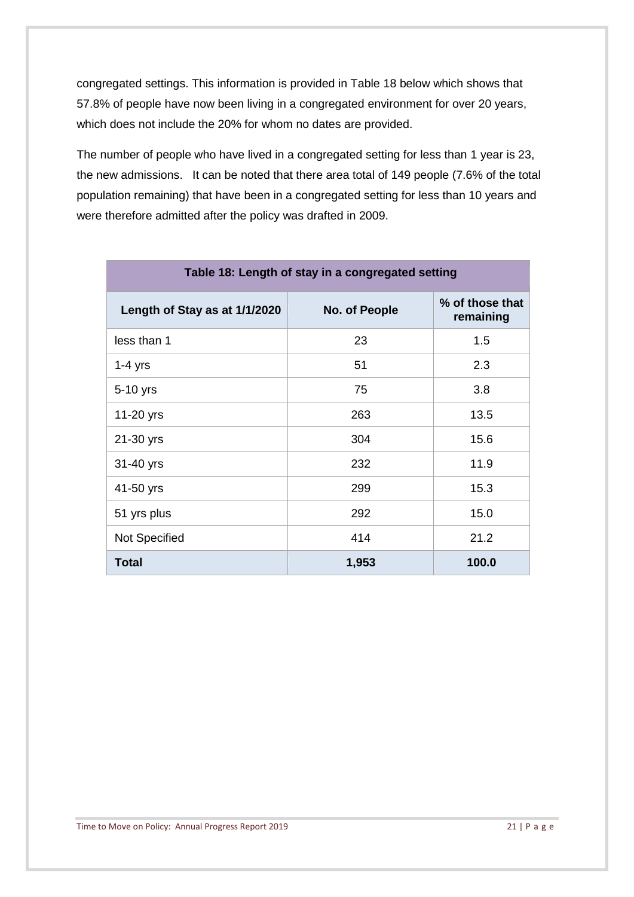congregated settings. This information is provided in Table 18 below which shows that 57.8% of people have now been living in a congregated environment for over 20 years, which does not include the 20% for whom no dates are provided.

The number of people who have lived in a congregated setting for less than 1 year is 23, the new admissions. It can be noted that there area total of 149 people (7.6% of the total population remaining) that have been in a congregated setting for less than 10 years and were therefore admitted after the policy was drafted in 2009.

| Table 18: Length of stay in a congregated setting | | |
|---|---|---|
| **Length of Stay as at 1/1/2020** | **No. of People** | **% of those that remaining** |
| less than 1 | 23 | 1.5 |
| 1-4 yrs | 51 | 2.3 |
| 5-10 yrs | 75 | 3.8 |
| 11-20 yrs | 263 | 13.5 |
| 21-30 yrs | 304 | 15.6 |
| 31-40 yrs | 232 | 11.9 |
| 41-50 yrs | 299 | 15.3 |
| 51 yrs plus | 292 | 15.0 |
| Not Specified | 414 | 21.2 |
| **Total** | **1,953** | **100.0** |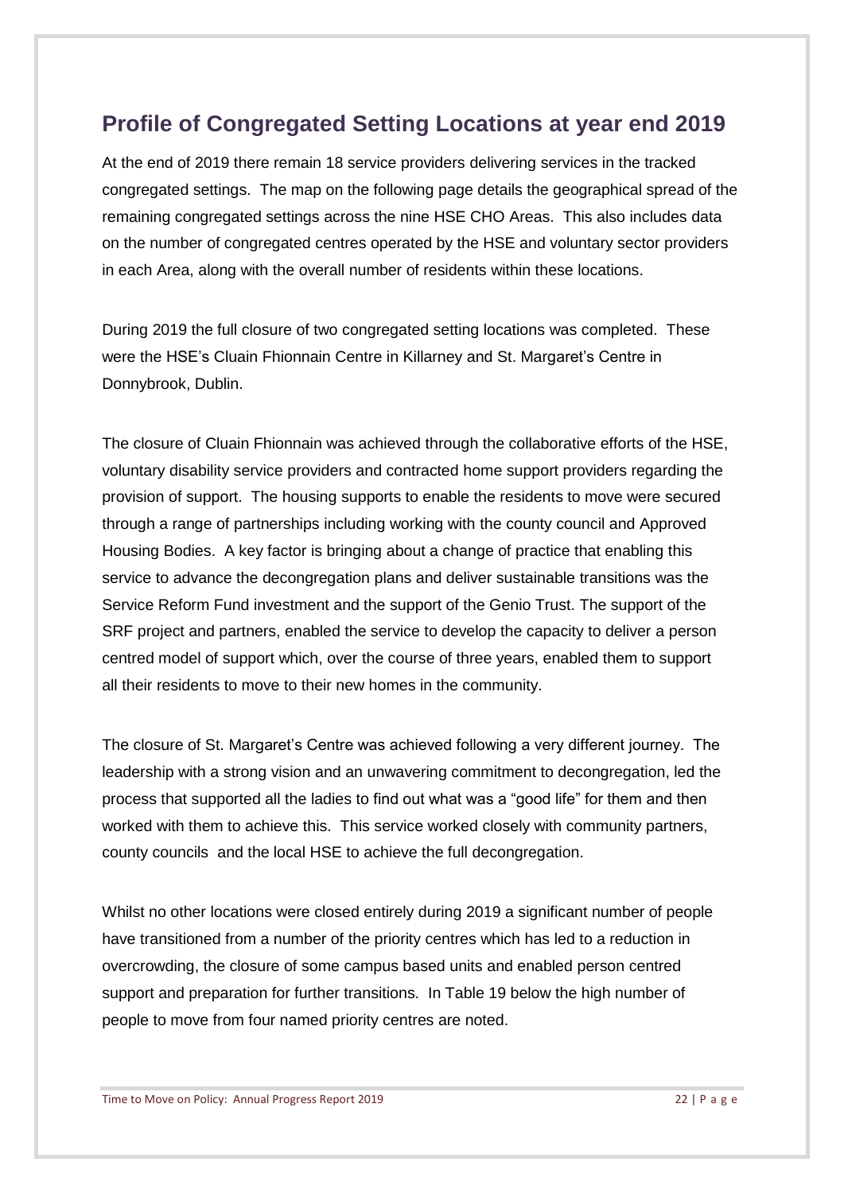## Profile of Congregated Setting Locations at year end 2019

At the end of 2019 there remain 18 service providers delivering services in the tracked congregated settings. The map on the following page details the geographical spread of the remaining congregated settings across the nine HSE CHO Areas. This also includes data on the number of congregated centres operated by the HSE and voluntary sector providers in each Area, along with the overall number of residents within these locations.

During 2019 the full closure of two congregated setting locations was completed. These were the HSE's Cluain Fhionnain Centre in Killarney and St. Margaret's Centre in Donnybrook, Dublin.

The closure of Cluain Fhionnain was achieved through the collaborative efforts of the HSE, voluntary disability service providers and contracted home support providers regarding the provision of support. The housing supports to enable the residents to move were secured through a range of partnerships including working with the county council and Approved Housing Bodies. A key factor is bringing about a change of practice that enabling this service to advance the decongregation plans and deliver sustainable transitions was the Service Reform Fund investment and the support of the Genio Trust. The support of the SRF project and partners, enabled the service to develop the capacity to deliver a person centred model of support which, over the course of three years, enabled them to support all their residents to move to their new homes in the community.

The closure of St. Margaret's Centre was achieved following a very different journey. The leadership with a strong vision and an unwavering commitment to decongregation, led the process that supported all the ladies to find out what was a "good life" for them and then worked with them to achieve this. This service worked closely with community partners, county councils and the local HSE to achieve the full decongregation.

Whilst no other locations were closed entirely during 2019 a significant number of people have transitioned from a number of the priority centres which has led to a reduction in overcrowding, the closure of some campus based units and enabled person centred support and preparation for further transitions. In Table 19 below the high number of people to move from four named priority centres are noted.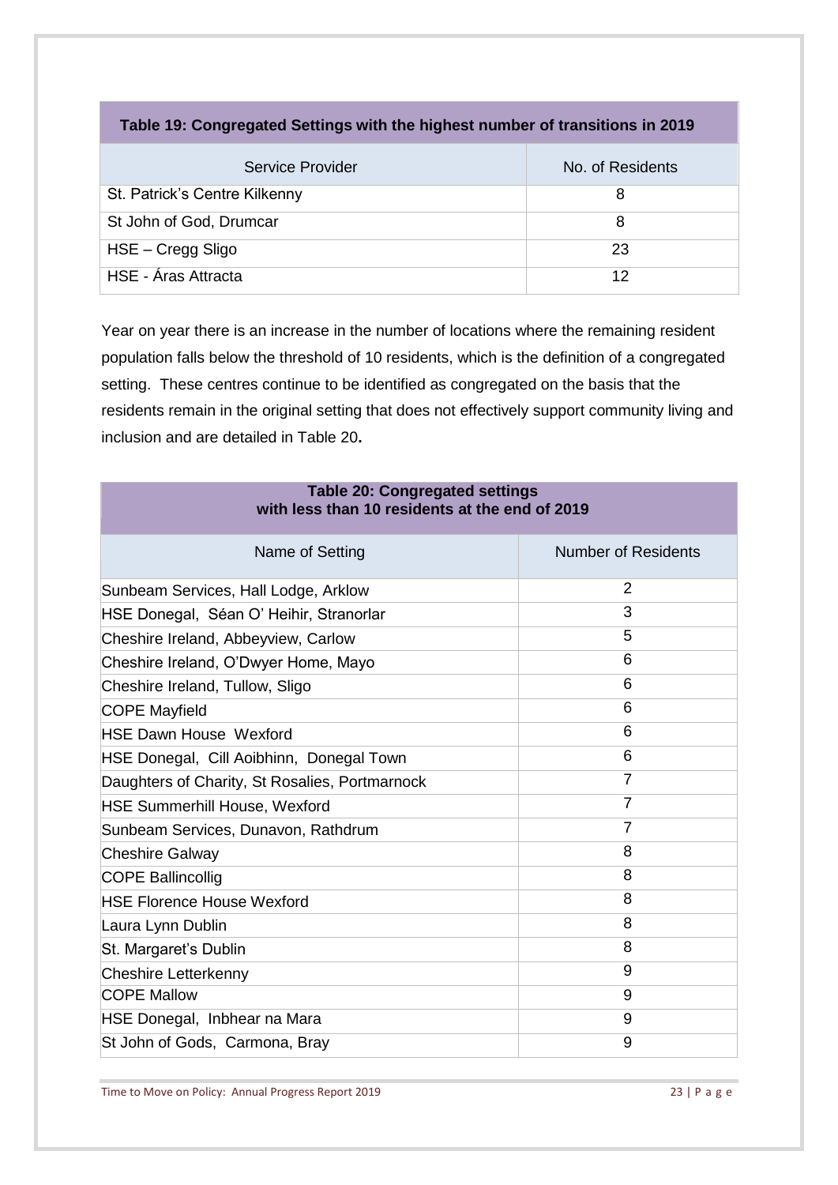| Table 19: Congregated Settings with the highest number of transitions in 2019 | |
|---|---|
| Service Provider | No. of Residents |
| St. Patrick's Centre Kilkenny | 8 |
| St John of God, Drumcar | 8 |
| HSE – Cregg Sligo | 23 |
| HSE - Áras Attracta | 12 |

Year on year there is an increase in the number of locations where the remaining resident population falls below the threshold of 10 residents, which is the definition of a congregated setting. These centres continue to be identified as congregated on the basis that the residents remain in the original setting that does not effectively support community living and inclusion and are detailed in Table 20**.**

| Table 20: Congregated settings with less than 10 residents at the end of 2019 | |
|---|---|
| Name of Setting | Number of Residents |
| Sunbeam Services, Hall Lodge, Arklow | 2 |
| HSE Donegal, Séan O' Heihir, Stranorlar | 3 |
| Cheshire Ireland, Abbeyview, Carlow | 5 |
| Cheshire Ireland, O'Dwyer Home, Mayo | 6 |
| Cheshire Ireland, Tullow, Sligo | 6 |
| COPE Mayfield | 6 |
| HSE Dawn House Wexford | 6 |
| HSE Donegal, Cill Aoibhinn, Donegal Town | 6 |
| Daughters of Charity, St Rosalies, Portmarnock | 7 |
| HSE Summerhill House, Wexford | 7 |
| Sunbeam Services, Dunavon, Rathdrum | 7 |
| Cheshire Galway | 8 |
| COPE Ballincollig | 8 |
| HSE Florence House Wexford | 8 |
| Laura Lynn Dublin | 8 |
| St. Margaret's Dublin | 8 |
| Cheshire Letterkenny | 9 |
| COPE Mallow | 9 |
| HSE Donegal, Inbhear na Mara | 9 |
| St John of Gods, Carmona, Bray | 9 |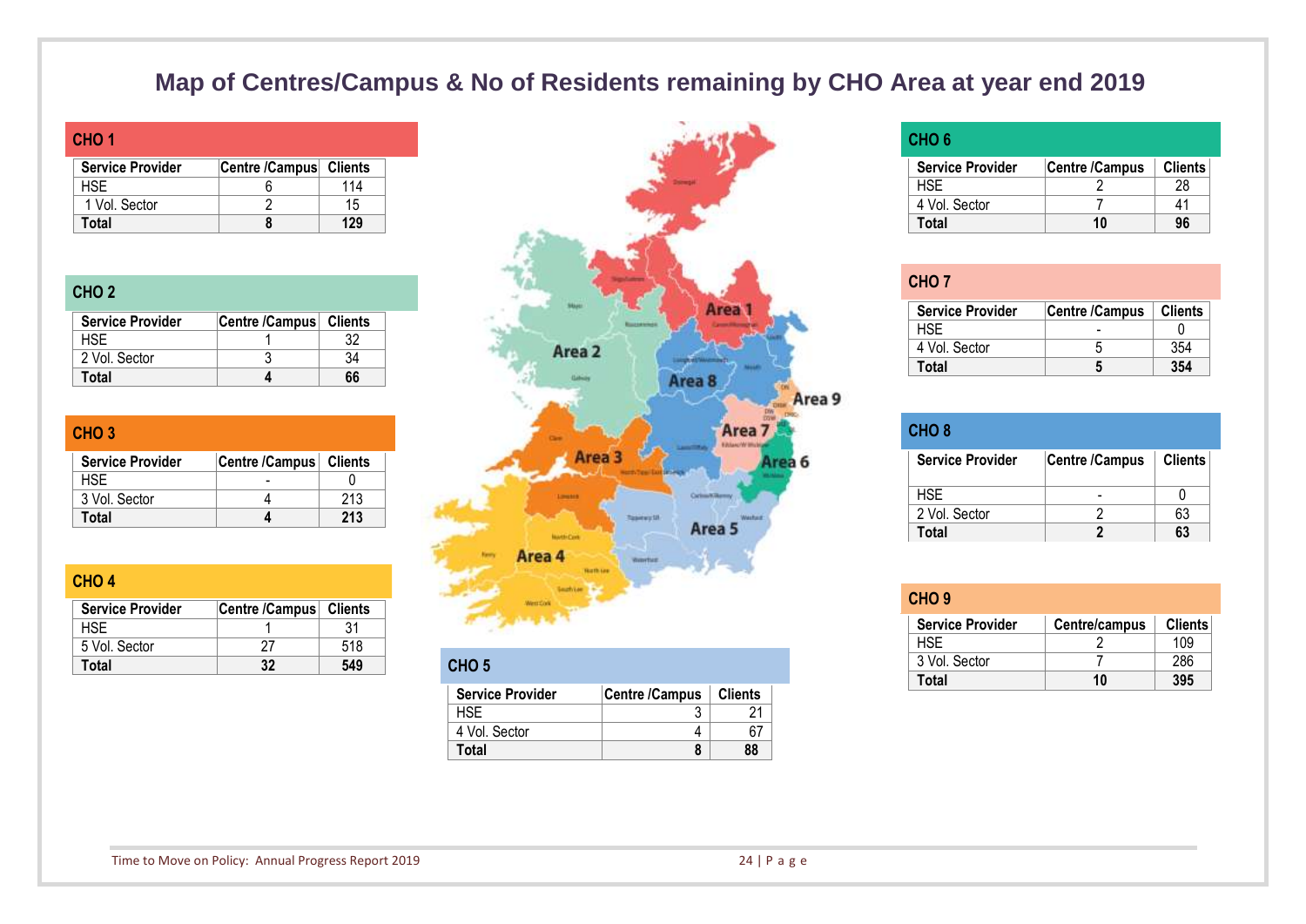# Map of Centres/Campus & No of Residents remaining by CHO Area at year end 2019

## CHO 1

| Service Provider | Centre /Campus | Clients |
|---|---|---|
| HSE | 6 | 114 |
| 1 Vol. Sector | 2 | 15 |
| **Total** | **8** | **129** |

## CHO 2

| Service Provider | Centre /Campus | Clients |
|---|---|---|
| HSE | 1 | 32 |
| 2 Vol. Sector | 3 | 34 |
| **Total** | **4** | **66** |

## CHO 3

| Service Provider | Centre /Campus | Clients |
|---|---|---|
| HSE | - | 0 |
| 3 Vol. Sector | 4 | 213 |
| **Total** | **4** | **213** |

## CHO 4

| Service Provider | Centre /Campus | Clients |
|---|---|---|
| HSE | 1 | 31 |
| 5 Vol. Sector | 27 | 518 |
| **Total** | **32** | **549** |

## CHO 5

| Service Provider | Centre /Campus | Clients |
|---|---|---|
| HSE | 3 | 21 |
| 4 Vol. Sector | 4 | 67 |
| **Total** | **8** | **88** |

## CHO 6

| Service Provider | Centre /Campus | Clients |
|---|---|---|
| HSE | 2 | 28 |
| 4 Vol. Sector | 7 | 41 |
| **Total** | **10** | **96** |

## CHO 7

| Service Provider | Centre /Campus | Clients |
|---|---|---|
| HSE | - | 0 |
| 4 Vol. Sector | 5 | 354 |
| **Total** | **5** | **354** |

## CHO 8

| Service Provider | Centre /Campus | Clients |
|---|---|---|
| HSE | - | 0 |
| 2 Vol. Sector | 2 | 63 |
| **Total** | **2** | **63** |

## CHO 9

| Service Provider | Centre/campus | Clients |
|---|---|---|
| HSE | 2 | 109 |
| 3 Vol. Sector | 7 | 286 |
| **Total** | **10** | **395** |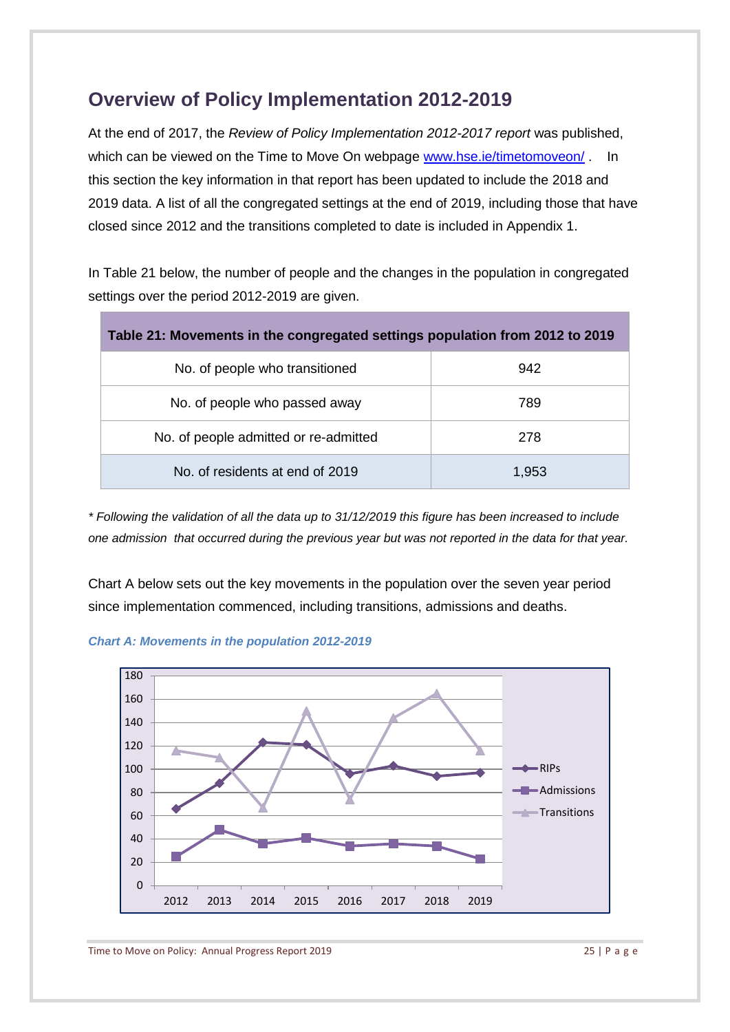## Overview of Policy Implementation 2012-2019

At the end of 2017, the *Review of Policy Implementation 2012-2017 report* was published, which can be viewed on the Time to Move On webpage [www.hse.ie/timetomoveon/](http://www.hse.ie/timetomoveon/) . In this section the key information in that report has been updated to include the 2018 and 2019 data. A list of all the congregated settings at the end of 2019, including those that have closed since 2012 and the transitions completed to date is included in Appendix 1.

In Table 21 below, the number of people and the changes in the population in congregated settings over the period 2012-2019 are given.

| **Table 21: Movements in the congregated settings population from 2012 to 2019** | |
|---|---|
| No. of people who transitioned | 942 |
| No. of people who passed away | 789 |
| No. of people admitted or re-admitted | 278 |
| No. of residents at end of 2019 | 1,953 |

*\* Following the validation of all the data up to 31/12/2019 this figure has been increased to include one admission that occurred during the previous year but was not reported in the data for that year.*

Chart A below sets out the key movements in the population over the seven year period since implementation commenced, including transitions, admissions and deaths.

***Chart A: Movements in the population 2012-2019***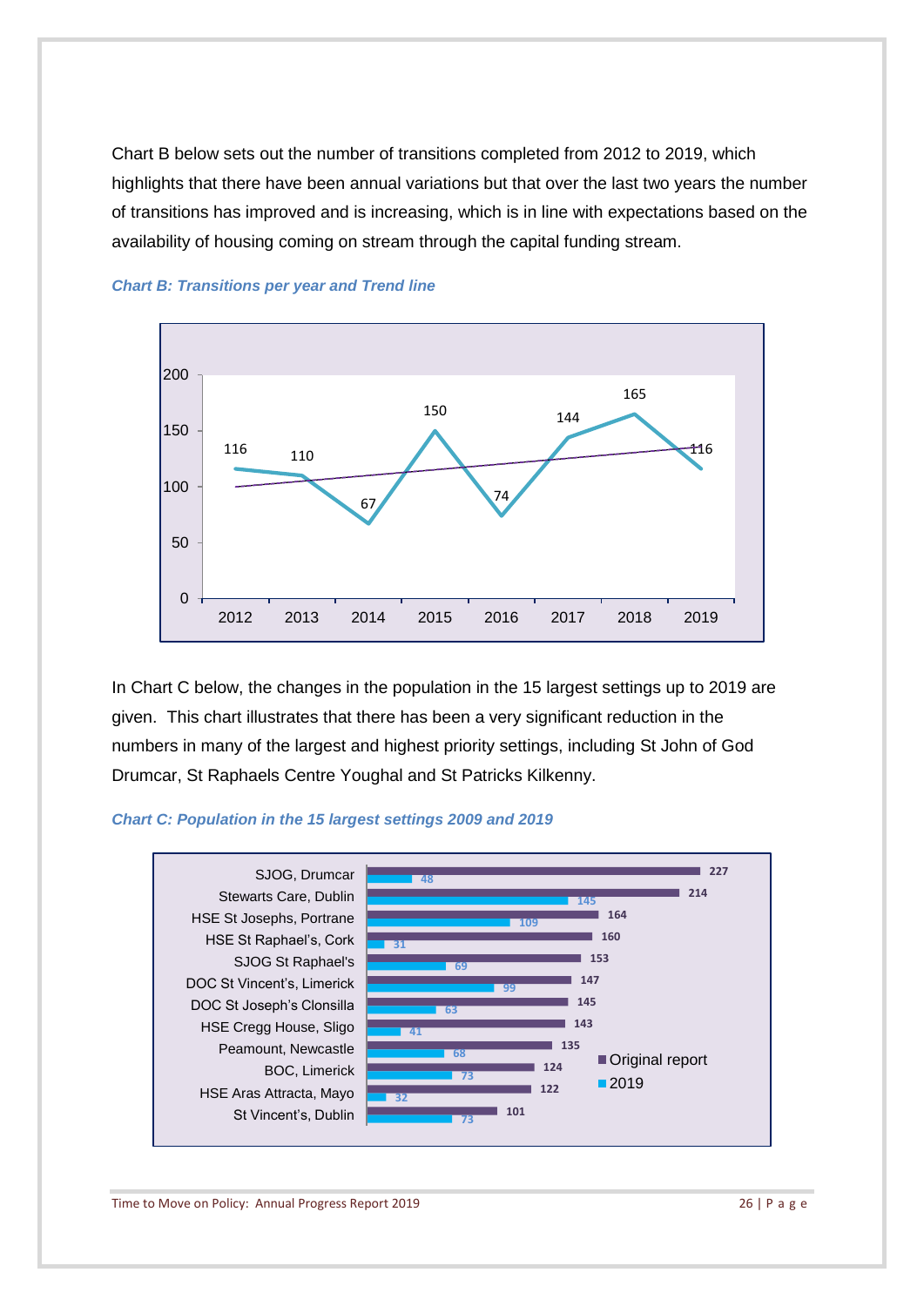Chart B below sets out the number of transitions completed from 2012 to 2019, which highlights that there have been annual variations but that over the last two years the number of transitions has improved and is increasing, which is in line with expectations based on the availability of housing coming on stream through the capital funding stream.

***Chart B: Transitions per year and Trend line***

| Year | Transitions |
|---|---|
| 2012 | 116 |
| 2013 | 110 |
| 2014 | 67 |
| 2015 | 150 |
| 2016 | 74 |
| 2017 | 144 |
| 2018 | 165 |
| 2019 | 116 |

In Chart C below, the changes in the population in the 15 largest settings up to 2019 are given. This chart illustrates that there has been a very significant reduction in the numbers in many of the largest and highest priority settings, including St John of God Drumcar, St Raphaels Centre Youghal and St Patricks Kilkenny.

***Chart C: Population in the 15 largest settings 2009 and 2019***

| Setting | Original report | 2019 |
|---|---|---|
| SJOG, Drumcar | 227 | 48 |
| Stewarts Care, Dublin | 214 | 145 |
| HSE St Josephs, Portrane | 164 | 109 |
| HSE St Raphael's, Cork | 160 | 31 |
| SJOG St Raphael's | 153 | 69 |
| DOC St Vincent's, Limerick | 147 | 99 |
| DOC St Joseph's Clonsilla | 145 | 63 |
| HSE Cregg House, Sligo | 143 | 41 |
| Peamount, Newcastle | 135 | 68 |
| BOC, Limerick | 124 | 73 |
| HSE Aras Attracta, Mayo | 122 | 32 |
| St Vincent's, Dublin | 101 | 73 |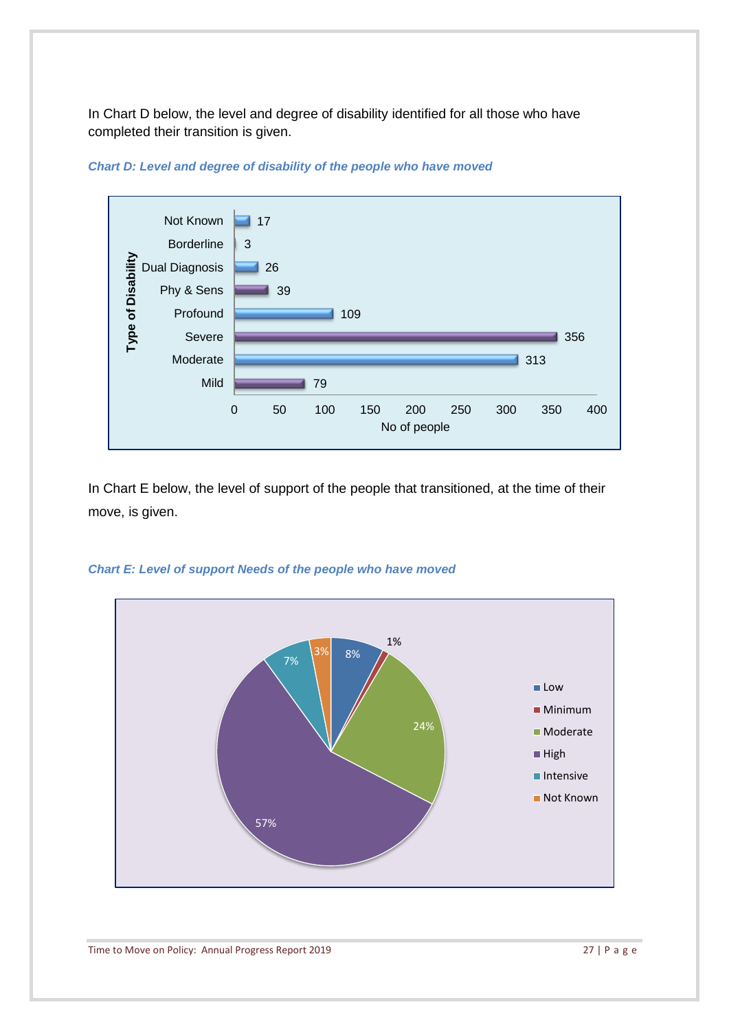In Chart D below, the level and degree of disability identified for all those who have completed their transition is given.

*Chart D: Level and degree of disability of the people who have moved*

| Type of Disability | No of people |
|---|---|
| Not Known | 17 |
| Borderline | 3 |
| Dual Diagnosis | 26 |
| Phy & Sens | 39 |
| Profound | 109 |
| Severe | 356 |
| Moderate | 313 |
| Mild | 79 |

In Chart E below, the level of support of the people that transitioned, at the time of their move, is given.

*Chart E: Level of support Needs of the people who have moved*

| Level of support | % |
|---|---|
| Low | 8% |
| Minimum | 1% |
| Moderate | 24% |
| High | 57% |
| Intensive | 7% |
| Not Known | 3% |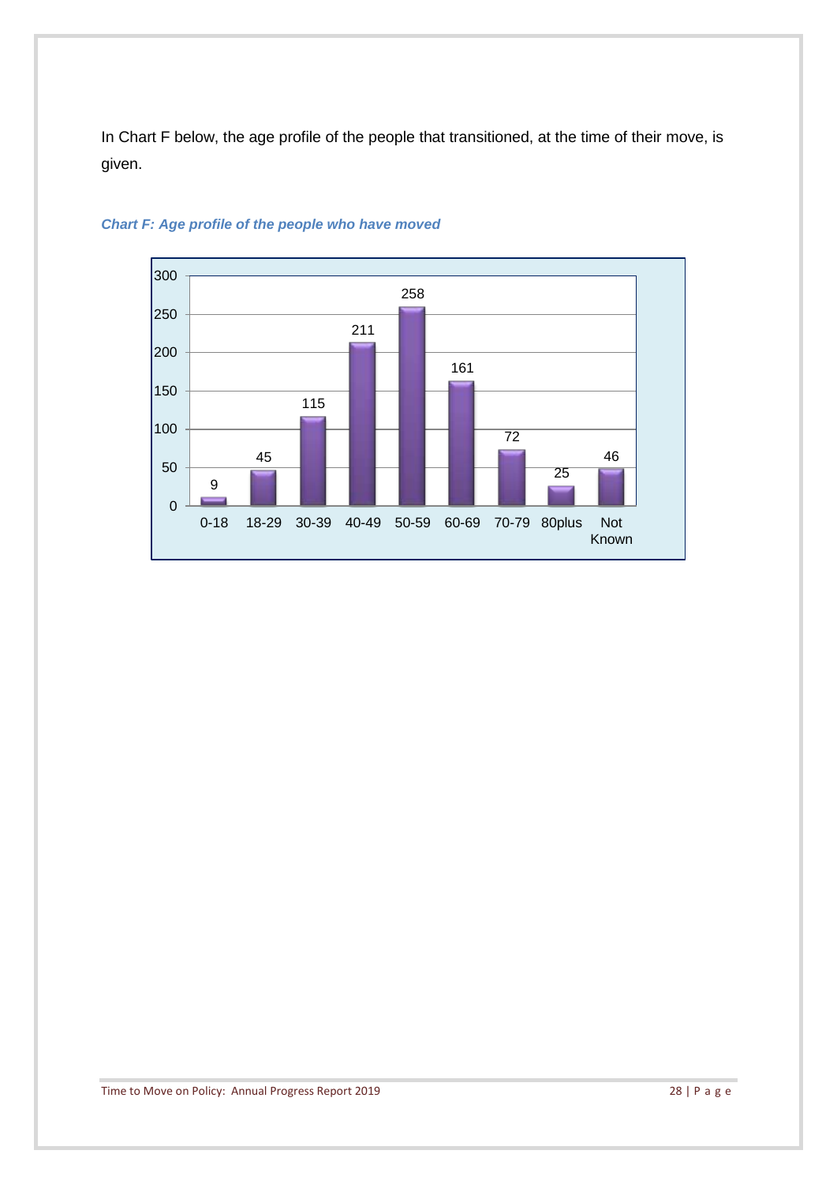In Chart F below, the age profile of the people that transitioned, at the time of their move, is given.

***Chart F: Age profile of the people who have moved***

| Age group | Number |
|---|---|
| 0-18 | 9 |
| 18-29 | 45 |
| 30-39 | 115 |
| 40-49 | 211 |
| 50-59 | 258 |
| 60-69 | 161 |
| 70-79 | 72 |
| 80plus | 25 |
| Not Known | 46 |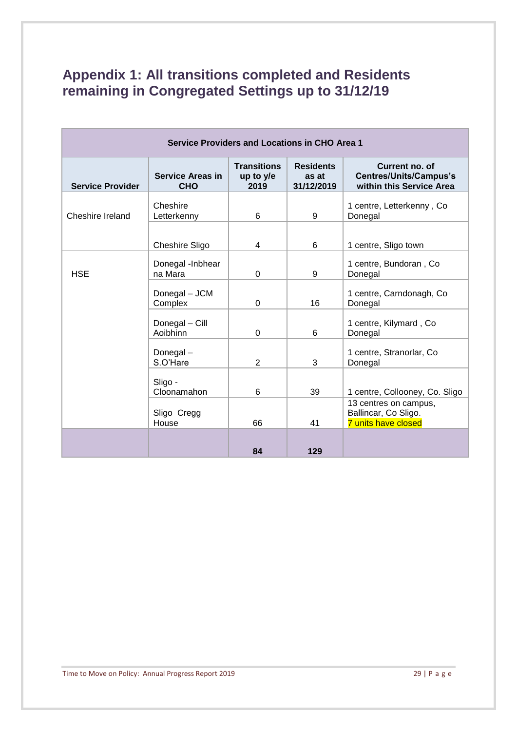## Appendix 1: All transitions completed and Residents remaining in Congregated Settings up to 31/12/19

| Service Providers and Locations in CHO Area 1 | | | | |
|---|---|---|---|---|
| **Service Provider** | **Service Areas in CHO** | **Transitions up to y/e 2019** | **Residents as at 31/12/2019** | **Current no. of Centres/Units/Campus's within this Service Area** |
| Cheshire Ireland | Cheshire Letterkenny | 6 | 9 | 1 centre, Letterkenny , Co Donegal |
| | Cheshire Sligo | 4 | 6 | 1 centre, Sligo town |
| HSE | Donegal -Inbhear na Mara | 0 | 9 | 1 centre, Bundoran , Co Donegal |
| | Donegal – JCM Complex | 0 | 16 | 1 centre, Carndonagh, Co Donegal |
| | Donegal – Cill Aoibhinn | 0 | 6 | 1 centre, Kilymard , Co Donegal |
| | Donegal – S.O'Hare | 2 | 3 | 1 centre, Stranorlar, Co Donegal |
| | Sligo - Cloonamahon | 6 | 39 | 1 centre, Collooney, Co. Sligo |
| | Sligo Cregg House | 66 | 41 | 13 centres on campus, Ballincar, Co Sligo. 7 units have closed |
| | | **84** | **129** | |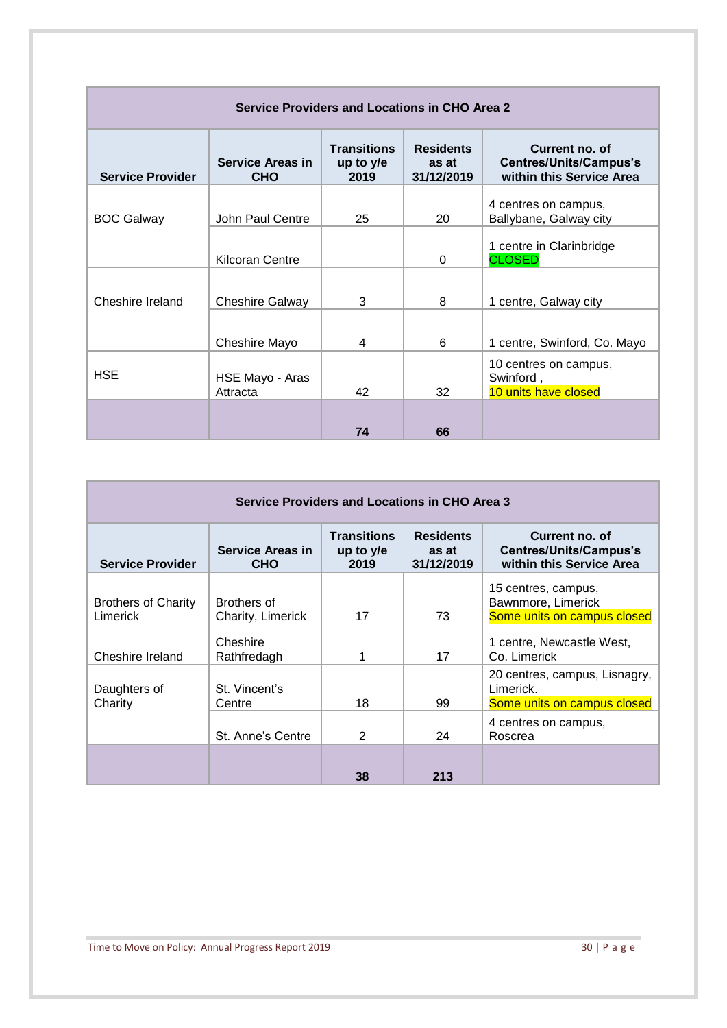| Service Providers and Locations in CHO Area 2 | | | | |
|---|---|---|---|---|
| **Service Provider** | **Service Areas in CHO** | **Transitions up to y/e 2019** | **Residents as at 31/12/2019** | **Current no. of Centres/Units/Campus's within this Service Area** |
| BOC Galway | John Paul Centre | 25 | 20 | 4 centres on campus, Ballybane, Galway city |
| | Kilcoran Centre | | 0 | 1 centre in Clarinbridge CLOSED |
| Cheshire Ireland | Cheshire Galway | 3 | 8 | 1 centre, Galway city |
| | Cheshire Mayo | 4 | 6 | 1 centre, Swinford, Co. Mayo |
| HSE | HSE Mayo - Aras Attracta | 42 | 32 | 10 centres on campus, Swinford , 10 units have closed |
| | | **74** | **66** | |

| Service Providers and Locations in CHO Area 3 | | | | |
|---|---|---|---|---|
| **Service Provider** | **Service Areas in CHO** | **Transitions up to y/e 2019** | **Residents as at 31/12/2019** | **Current no. of Centres/Units/Campus's within this Service Area** |
| Brothers of Charity Limerick | Brothers of Charity, Limerick | 17 | 73 | 15 centres, campus, Bawnmore, Limerick Some units on campus closed |
| Cheshire Ireland | Cheshire Rathfredagh | 1 | 17 | 1 centre, Newcastle West, Co. Limerick |
| Daughters of Charity | St. Vincent's Centre | 18 | 99 | 20 centres, campus, Lisnagry, Limerick. Some units on campus closed |
| | St. Anne's Centre | 2 | 24 | 4 centres on campus, Roscrea |
| | | **38** | **213** | |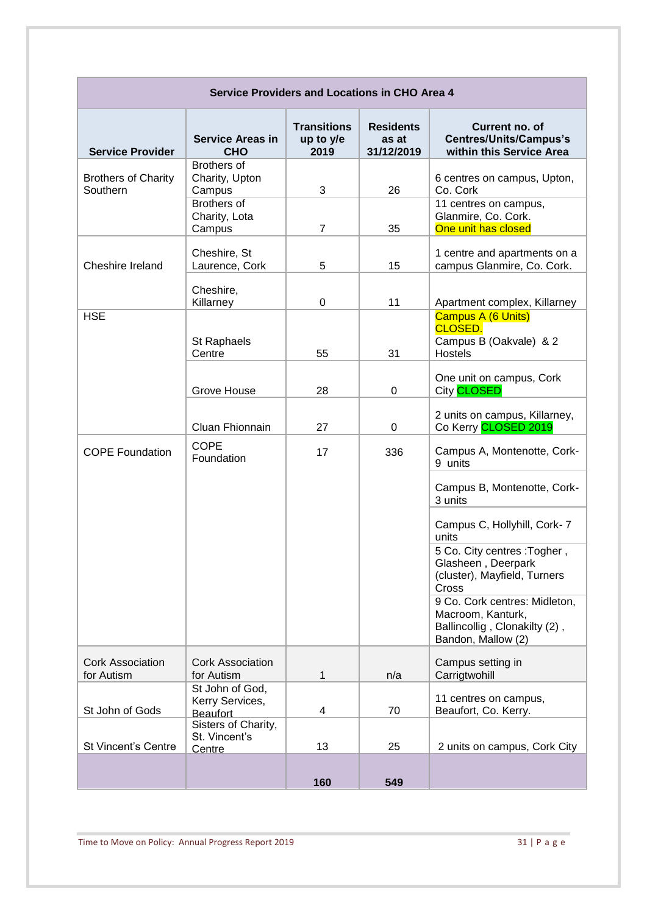| Service Providers and Locations in CHO Area 4 | | | | |
|---|---|---|---|---|
| **Service Provider** | **Service Areas in CHO** | **Transitions up to y/e 2019** | **Residents as at 31/12/2019** | **Current no. of Centres/Units/Campus's within this Service Area** |
| Brothers of Charity Southern | Brothers of Charity, Upton Campus | 3 | 26 | 6 centres on campus, Upton, Co. Cork |
| | Brothers of Charity, Lota Campus | 7 | 35 | 11 centres on campus, Glanmire, Co. Cork. One unit has closed |
| Cheshire Ireland | Cheshire, St Laurence, Cork | 5 | 15 | 1 centre and apartments on a campus Glanmire, Co. Cork. |
| | Cheshire, Killarney | 0 | 11 | Apartment complex, Killarney |
| HSE | St Raphaels Centre | 55 | 31 | Campus A (6 Units) CLOSED. Campus B (Oakvale) & 2 Hostels |
| | Grove House | 28 | 0 | One unit on campus, Cork City CLOSED |
| | Cluan Fhionnain | 27 | 0 | 2 units on campus, Killarney, Co Kerry CLOSED 2019 |
| COPE Foundation | COPE Foundation | 17 | 336 | Campus A, Montenotte, Cork- 9 units |
| | | | | Campus B, Montenotte, Cork- 3 units |
| | | | | Campus C, Hollyhill, Cork- 7 units |
| | | | | 5 Co. City centres :Togher , Glasheen , Deerpark (cluster), Mayfield, Turners Cross |
| | | | | 9 Co. Cork centres: Midleton, Macroom, Kanturk, Ballincollig , Clonakilty (2) , Bandon, Mallow (2) |
| Cork Association for Autism | Cork Association for Autism | 1 | n/a | Campus setting in Carrigtwohill |
| St John of Gods | St John of God, Kerry Services, Beaufort | 4 | 70 | 11 centres on campus, Beaufort, Co. Kerry. |
| St Vincent's Centre | Sisters of Charity, St. Vincent's Centre | 13 | 25 | 2 units on campus, Cork City |
| | | **160** | **549** | |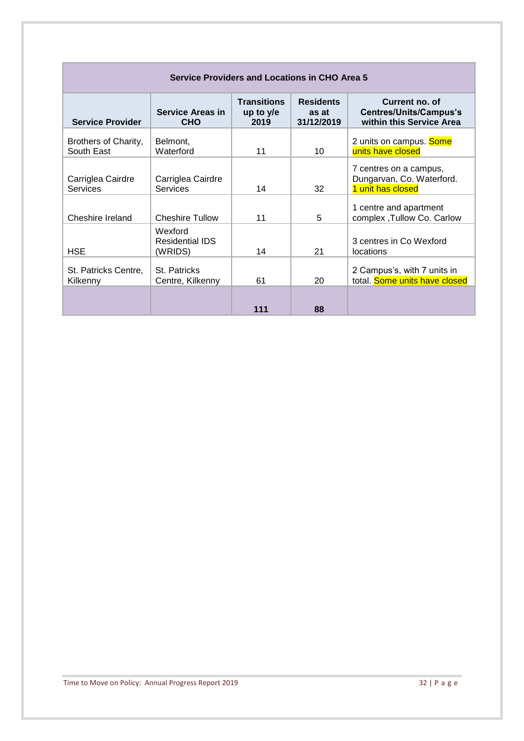| Service Providers and Locations in CHO Area 5 | | | | |
|---|---|---|---|---|
| **Service Provider** | **Service Areas in CHO** | **Transitions up to y/e 2019** | **Residents as at 31/12/2019** | **Current no. of Centres/Units/Campus's within this Service Area** |
| Brothers of Charity, South East | Belmont, Waterford | 11 | 10 | 2 units on campus. Some units have closed |
| Carriglea Cairdre Services | Carriglea Cairdre Services | 14 | 32 | 7 centres on a campus, Dungarvan, Co. Waterford. 1 unit has closed |
| Cheshire Ireland | Cheshire Tullow | 11 | 5 | 1 centre and apartment complex ,Tullow Co. Carlow |
| HSE | Wexford Residential IDS (WRIDS) | 14 | 21 | 3 centres in Co Wexford locations |
| St. Patricks Centre, Kilkenny | St. Patricks Centre, Kilkenny | 61 | 20 | 2 Campus's, with 7 units in total. Some units have closed |
| | | **111** | **88** | |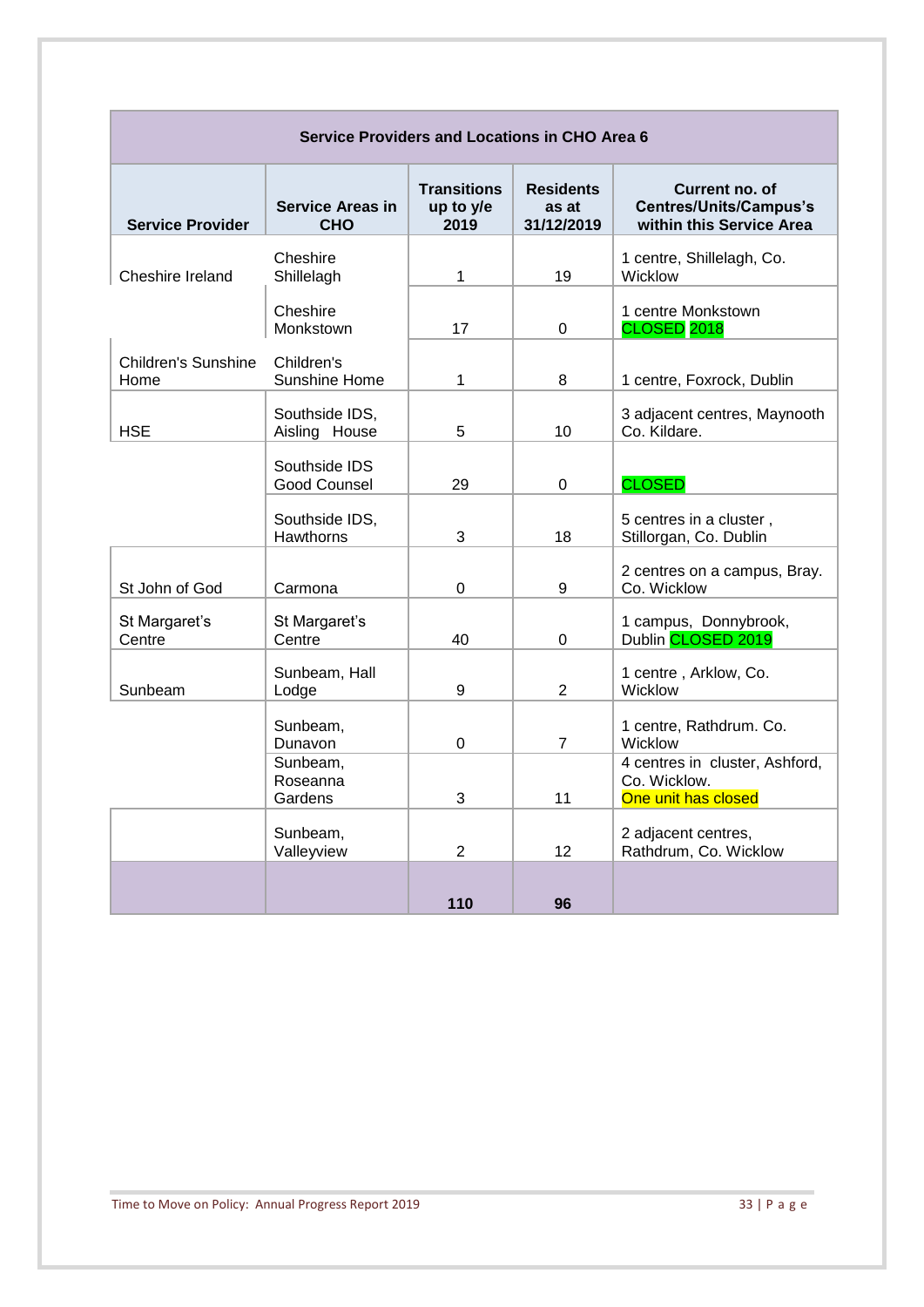| Service Providers and Locations in CHO Area 6 | | | | |
|---|---|---|---|---|
| **Service Provider** | **Service Areas in CHO** | **Transitions up to y/e 2019** | **Residents as at 31/12/2019** | **Current no. of Centres/Units/Campus's within this Service Area** |
| Cheshire Ireland | Cheshire Shillelagh | 1 | 19 | 1 centre, Shillelagh, Co. Wicklow |
| | Cheshire Monkstown | 17 | 0 | 1 centre Monkstown CLOSED 2018 |
| Children's Sunshine Home | Children's Sunshine Home | 1 | 8 | 1 centre, Foxrock, Dublin |
| HSE | Southside IDS, Aisling House | 5 | 10 | 3 adjacent centres, Maynooth Co. Kildare. |
| | Southside IDS Good Counsel | 29 | 0 | CLOSED |
| | Southside IDS, Hawthorns | 3 | 18 | 5 centres in a cluster , Stillorgan, Co. Dublin |
| St John of God | Carmona | 0 | 9 | 2 centres on a campus, Bray. Co. Wicklow |
| St Margaret's Centre | St Margaret's Centre | 40 | 0 | 1 campus, Donnybrook, Dublin CLOSED 2019 |
| Sunbeam | Sunbeam, Hall Lodge | 9 | 2 | 1 centre , Arklow, Co. Wicklow |
| | Sunbeam, Dunavon | 0 | 7 | 1 centre, Rathdrum. Co. Wicklow |
| | Sunbeam, Roseanna Gardens | 3 | 11 | 4 centres in cluster, Ashford, Co. Wicklow. One unit has closed |
| | Sunbeam, Valleyview | 2 | 12 | 2 adjacent centres, Rathdrum, Co. Wicklow |
| | | **110** | **96** | |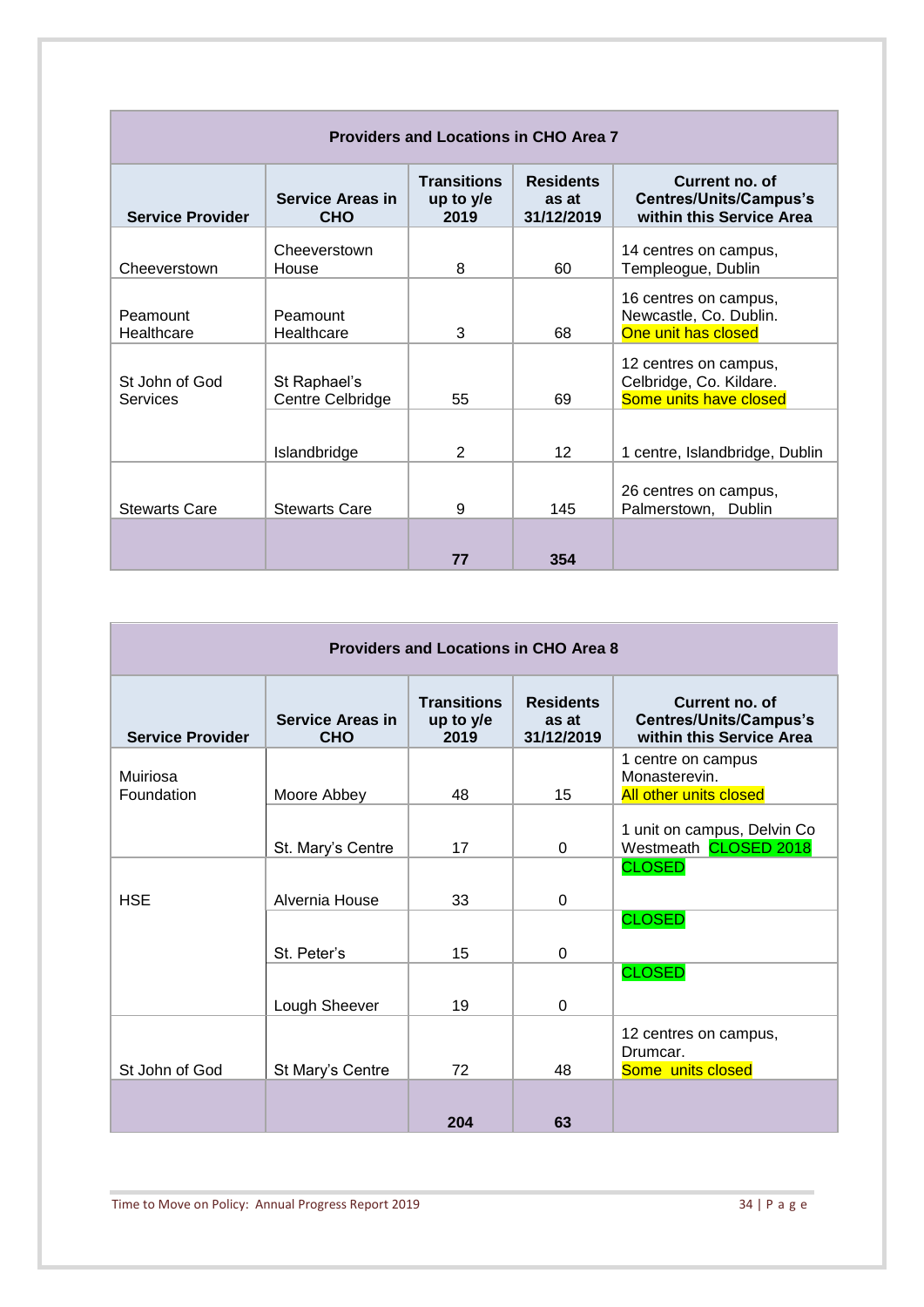| Providers and Locations in CHO Area 7 | | | | |
|---|---|---|---|---|
| **Service Provider** | **Service Areas in CHO** | **Transitions up to y/e 2019** | **Residents as at 31/12/2019** | **Current no. of Centres/Units/Campus's within this Service Area** |
| Cheeverstown | Cheeverstown House | 8 | 60 | 14 centres on campus, Templeogue, Dublin |
| Peamount Healthcare | Peamount Healthcare | 3 | 68 | 16 centres on campus, Newcastle, Co. Dublin. One unit has closed |
| St John of God Services | St Raphael's Centre Celbridge | 55 | 69 | 12 centres on campus, Celbridge, Co. Kildare. Some units have closed |
| | Islandbridge | 2 | 12 | 1 centre, Islandbridge, Dublin |
| Stewarts Care | Stewarts Care | 9 | 145 | 26 centres on campus, Palmerstown, Dublin |
| | | **77** | **354** | |

| Providers and Locations in CHO Area 8 | | | | |
|---|---|---|---|---|
| **Service Provider** | **Service Areas in CHO** | **Transitions up to y/e 2019** | **Residents as at 31/12/2019** | **Current no. of Centres/Units/Campus's within this Service Area** |
| Muiriosa Foundation | Moore Abbey | 48 | 15 | 1 centre on campus Monasterevin. All other units closed |
| | St. Mary's Centre | 17 | 0 | 1 unit on campus, Delvin Co Westmeath CLOSED 2018 |
| HSE | Alvernia House | 33 | 0 | CLOSED |
| | St. Peter's | 15 | 0 | CLOSED |
| | Lough Sheever | 19 | 0 | CLOSED |
| St John of God | St Mary's Centre | 72 | 48 | 12 centres on campus, Drumcar. Some units closed |
| | | **204** | **63** | |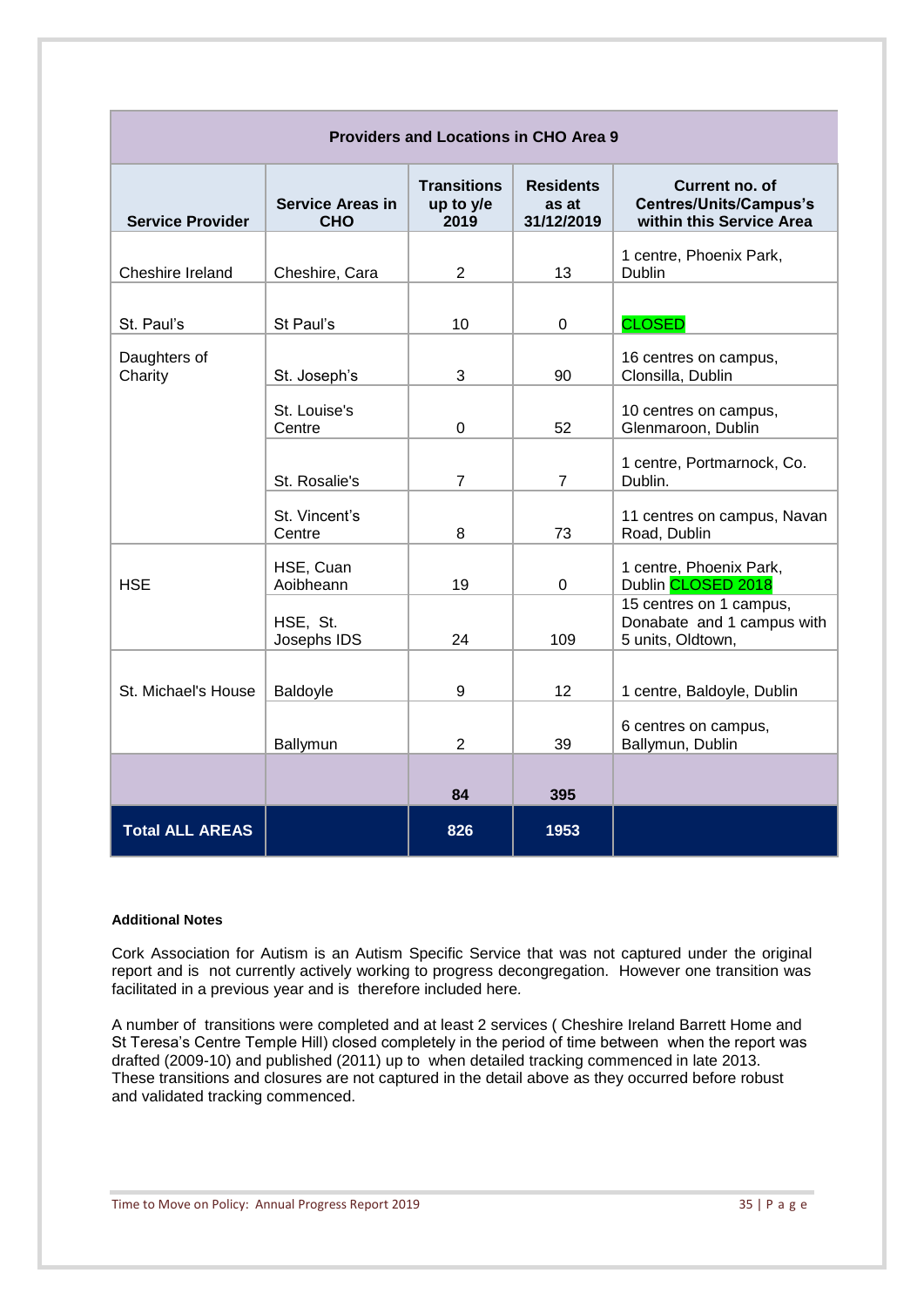| Providers and Locations in CHO Area 9 | | | | |
|---|---|---|---|---|
| **Service Provider** | **Service Areas in CHO** | **Transitions up to y/e 2019** | **Residents as at 31/12/2019** | **Current no. of Centres/Units/Campus's within this Service Area** |
| Cheshire Ireland | Cheshire, Cara | 2 | 13 | 1 centre, Phoenix Park, Dublin |
| St. Paul's | St Paul's | 10 | 0 | CLOSED |
| Daughters of Charity | St. Joseph's | 3 | 90 | 16 centres on campus, Clonsilla, Dublin |
| | St. Louise's Centre | 0 | 52 | 10 centres on campus, Glenmaroon, Dublin |
| | St. Rosalie's | 7 | 7 | 1 centre, Portmarnock, Co. Dublin. |
| | St. Vincent's Centre | 8 | 73 | 11 centres on campus, Navan Road, Dublin |
| HSE | HSE, Cuan Aoibheann | 19 | 0 | 1 centre, Phoenix Park, Dublin CLOSED 2018 |
| | HSE, St. Josephs IDS | 24 | 109 | 15 centres on 1 campus, Donabate and 1 campus with 5 units, Oldtown, |
| St. Michael's House | Baldoyle | 9 | 12 | 1 centre, Baldoyle, Dublin |
| | Ballymun | 2 | 39 | 6 centres on campus, Ballymun, Dublin |
| | | **84** | **395** | |
| **Total ALL AREAS** | | **826** | **1953** | |

**Additional Notes**

Cork Association for Autism is an Autism Specific Service that was not captured under the original report and is not currently actively working to progress decongregation. However one transition was facilitated in a previous year and is therefore included here.

A number of transitions were completed and at least 2 services ( Cheshire Ireland Barrett Home and St Teresa's Centre Temple Hill) closed completely in the period of time between when the report was drafted (2009-10) and published (2011) up to when detailed tracking commenced in late 2013. These transitions and closures are not captured in the detail above as they occurred before robust and validated tracking commenced.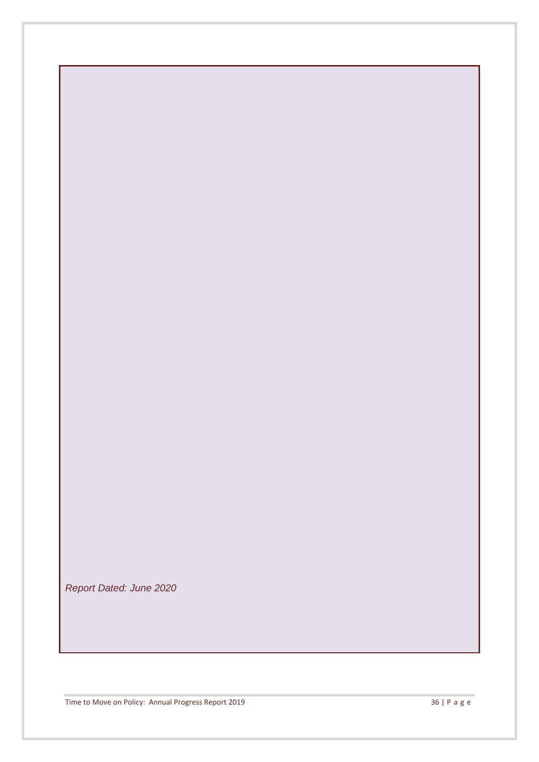*Report Dated: June 2020*